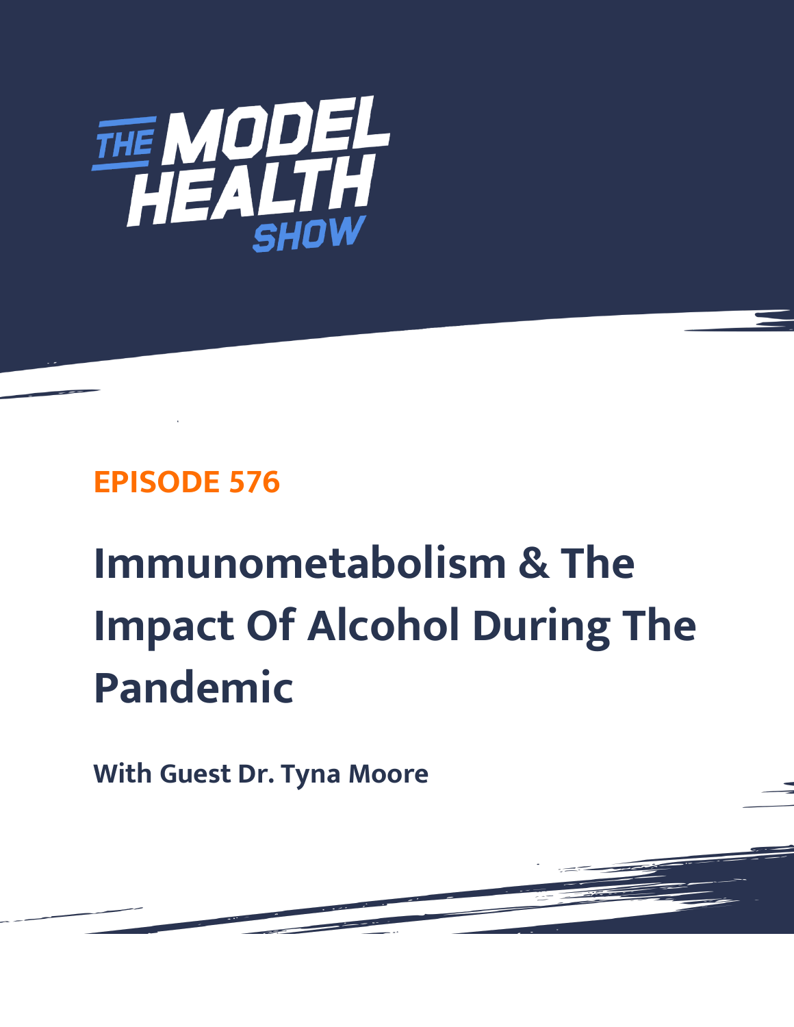THE MODEL HEALTH SHOW

## EPISODE 576

# Immunometabolism & The Impact Of Alcohol During The Pandemic

**With Guest Dr. Tyna Moore**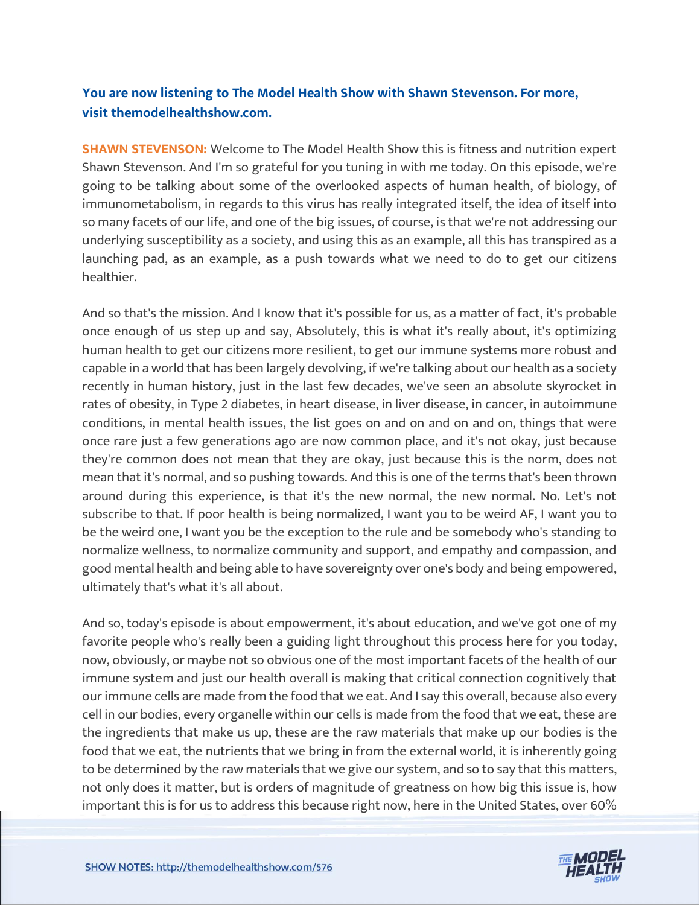**You are now listening to The Model Health Show with Shawn Stevenson. For more, visit themodelhealthshow.com.**

**SHAWN STEVENSON:** Welcome to The Model Health Show this is fitness and nutrition expert Shawn Stevenson. And I'm so grateful for you tuning in with me today. On this episode, we're going to be talking about some of the overlooked aspects of human health, of biology, of immunometabolism, in regards to this virus has really integrated itself, the idea of itself into so many facets of our life, and one of the big issues, of course, is that we're not addressing our underlying susceptibility as a society, and using this as an example, all this has transpired as a launching pad, as an example, as a push towards what we need to do to get our citizens healthier.

And so that's the mission. And I know that it's possible for us, as a matter of fact, it's probable once enough of us step up and say, Absolutely, this is what it's really about, it's optimizing human health to get our citizens more resilient, to get our immune systems more robust and capable in a world that has been largely devolving, if we're talking about our health as a society recently in human history, just in the last few decades, we've seen an absolute skyrocket in rates of obesity, in Type 2 diabetes, in heart disease, in liver disease, in cancer, in autoimmune conditions, in mental health issues, the list goes on and on and on and on, things that were once rare just a few generations ago are now common place, and it's not okay, just because they're common does not mean that they are okay, just because this is the norm, does not mean that it's normal, and so pushing towards. And this is one of the terms that's been thrown around during this experience, is that it's the new normal, the new normal. No. Let's not subscribe to that. If poor health is being normalized, I want you to be weird AF, I want you to be the weird one, I want you be the exception to the rule and be somebody who's standing to normalize wellness, to normalize community and support, and empathy and compassion, and good mental health and being able to have sovereignty over one's body and being empowered, ultimately that's what it's all about.

And so, today's episode is about empowerment, it's about education, and we've got one of my favorite people who's really been a guiding light throughout this process here for you today, now, obviously, or maybe not so obvious one of the most important facets of the health of our immune system and just our health overall is making that critical connection cognitively that our immune cells are made from the food that we eat. And I say this overall, because also every cell in our bodies, every organelle within our cells is made from the food that we eat, these are the ingredients that make us up, these are the raw materials that make up our bodies is the food that we eat, the nutrients that we bring in from the external world, it is inherently going to be determined by the raw materials that we give our system, and so to say that this matters, not only does it matter, but is orders of magnitude of greatness on how big this issue is, how important this is for us to address this because right now, here in the United States, over 60%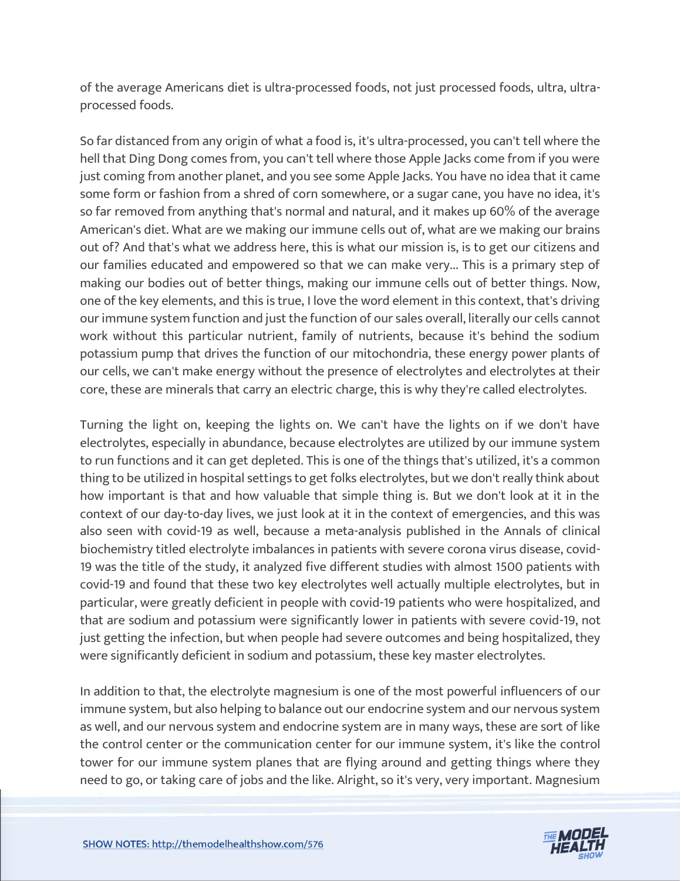of the average Americans diet is ultra-processed foods, not just processed foods, ultra, ultra-processed foods.

So far distanced from any origin of what a food is, it's ultra-processed, you can't tell where the hell that Ding Dong comes from, you can't tell where those Apple Jacks come from if you were just coming from another planet, and you see some Apple Jacks. You have no idea that it came some form or fashion from a shred of corn somewhere, or a sugar cane, you have no idea, it's so far removed from anything that's normal and natural, and it makes up 60% of the average American's diet. What are we making our immune cells out of, what are we making our brains out of? And that's what we address here, this is what our mission is, is to get our citizens and our families educated and empowered so that we can make very... This is a primary step of making our bodies out of better things, making our immune cells out of better things. Now, one of the key elements, and this is true, I love the word element in this context, that's driving our immune system function and just the function of our sales overall, literally our cells cannot work without this particular nutrient, family of nutrients, because it's behind the sodium potassium pump that drives the function of our mitochondria, these energy power plants of our cells, we can't make energy without the presence of electrolytes and electrolytes at their core, these are minerals that carry an electric charge, this is why they're called electrolytes.

Turning the light on, keeping the lights on. We can't have the lights on if we don't have electrolytes, especially in abundance, because electrolytes are utilized by our immune system to run functions and it can get depleted. This is one of the things that's utilized, it's a common thing to be utilized in hospital settings to get folks electrolytes, but we don't really think about how important is that and how valuable that simple thing is. But we don't look at it in the context of our day-to-day lives, we just look at it in the context of emergencies, and this was also seen with covid-19 as well, because a meta-analysis published in the Annals of clinical biochemistry titled electrolyte imbalances in patients with severe corona virus disease, covid-19 was the title of the study, it analyzed five different studies with almost 1500 patients with covid-19 and found that these two key electrolytes well actually multiple electrolytes, but in particular, were greatly deficient in people with covid-19 patients who were hospitalized, and that are sodium and potassium were significantly lower in patients with severe covid-19, not just getting the infection, but when people had severe outcomes and being hospitalized, they were significantly deficient in sodium and potassium, these key master electrolytes.

In addition to that, the electrolyte magnesium is one of the most powerful influencers of our immune system, but also helping to balance out our endocrine system and our nervous system as well, and our nervous system and endocrine system are in many ways, these are sort of like the control center or the communication center for our immune system, it's like the control tower for our immune system planes that are flying around and getting things where they need to go, or taking care of jobs and the like. Alright, so it's very, very important. Magnesium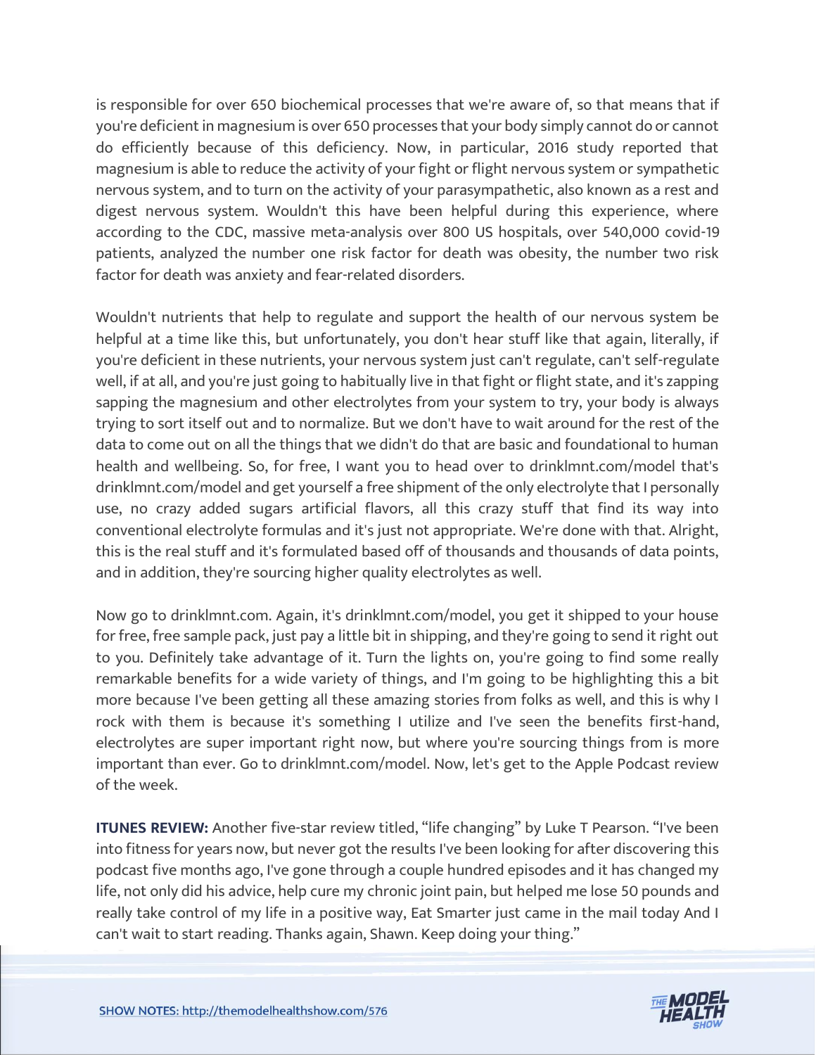is responsible for over 650 biochemical processes that we're aware of, so that means that if you're deficient in magnesium is over 650 processes that your body simply cannot do or cannot do efficiently because of this deficiency. Now, in particular, 2016 study reported that magnesium is able to reduce the activity of your fight or flight nervous system or sympathetic nervous system, and to turn on the activity of your parasympathetic, also known as a rest and digest nervous system. Wouldn't this have been helpful during this experience, where according to the CDC, massive meta-analysis over 800 US hospitals, over 540,000 covid-19 patients, analyzed the number one risk factor for death was obesity, the number two risk factor for death was anxiety and fear-related disorders.

Wouldn't nutrients that help to regulate and support the health of our nervous system be helpful at a time like this, but unfortunately, you don't hear stuff like that again, literally, if you're deficient in these nutrients, your nervous system just can't regulate, can't self-regulate well, if at all, and you're just going to habitually live in that fight or flight state, and it's zapping sapping the magnesium and other electrolytes from your system to try, your body is always trying to sort itself out and to normalize. But we don't have to wait around for the rest of the data to come out on all the things that we didn't do that are basic and foundational to human health and wellbeing. So, for free, I want you to head over to drinklmnt.com/model that's drinklmnt.com/model and get yourself a free shipment of the only electrolyte that I personally use, no crazy added sugars artificial flavors, all this crazy stuff that find its way into conventional electrolyte formulas and it's just not appropriate. We're done with that. Alright, this is the real stuff and it's formulated based off of thousands and thousands of data points, and in addition, they're sourcing higher quality electrolytes as well.

Now go to drinklmnt.com. Again, it's drinklmnt.com/model, you get it shipped to your house for free, free sample pack, just pay a little bit in shipping, and they're going to send it right out to you. Definitely take advantage of it. Turn the lights on, you're going to find some really remarkable benefits for a wide variety of things, and I'm going to be highlighting this a bit more because I've been getting all these amazing stories from folks as well, and this is why I rock with them is because it's something I utilize and I've seen the benefits first-hand, electrolytes are super important right now, but where you're sourcing things from is more important than ever. Go to drinklmnt.com/model. Now, let's get to the Apple Podcast review of the week.

**ITUNES REVIEW:** Another five-star review titled, "life changing" by Luke T Pearson. "I've been into fitness for years now, but never got the results I've been looking for after discovering this podcast five months ago, I've gone through a couple hundred episodes and it has changed my life, not only did his advice, help cure my chronic joint pain, but helped me lose 50 pounds and really take control of my life in a positive way, Eat Smarter just came in the mail today And I can't wait to start reading. Thanks again, Shawn. Keep doing your thing."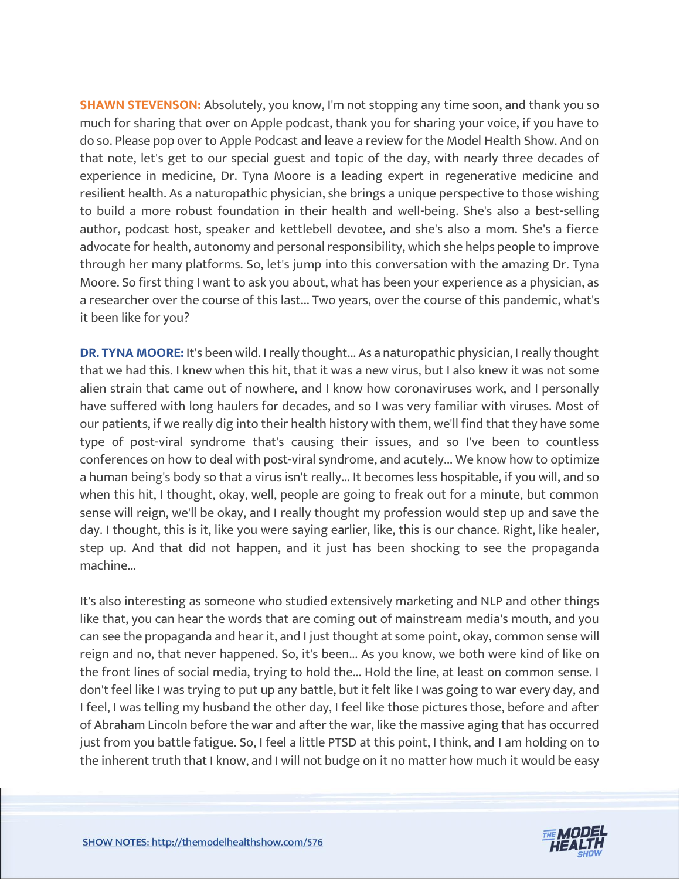**SHAWN STEVENSON:** Absolutely, you know, I'm not stopping any time soon, and thank you so much for sharing that over on Apple podcast, thank you for sharing your voice, if you have to do so. Please pop over to Apple Podcast and leave a review for the Model Health Show. And on that note, let's get to our special guest and topic of the day, with nearly three decades of experience in medicine, Dr. Tyna Moore is a leading expert in regenerative medicine and resilient health. As a naturopathic physician, she brings a unique perspective to those wishing to build a more robust foundation in their health and well-being. She's also a best-selling author, podcast host, speaker and kettlebell devotee, and she's also a mom. She's a fierce advocate for health, autonomy and personal responsibility, which she helps people to improve through her many platforms. So, let's jump into this conversation with the amazing Dr. Tyna Moore. So first thing I want to ask you about, what has been your experience as a physician, as a researcher over the course of this last... Two years, over the course of this pandemic, what's it been like for you?

**DR. TYNA MOORE:** It's been wild. I really thought... As a naturopathic physician, I really thought that we had this. I knew when this hit, that it was a new virus, but I also knew it was not some alien strain that came out of nowhere, and I know how coronaviruses work, and I personally have suffered with long haulers for decades, and so I was very familiar with viruses. Most of our patients, if we really dig into their health history with them, we'll find that they have some type of post-viral syndrome that's causing their issues, and so I've been to countless conferences on how to deal with post-viral syndrome, and acutely... We know how to optimize a human being's body so that a virus isn't really... It becomes less hospitable, if you will, and so when this hit, I thought, okay, well, people are going to freak out for a minute, but common sense will reign, we'll be okay, and I really thought my profession would step up and save the day. I thought, this is it, like you were saying earlier, like, this is our chance. Right, like healer, step up. And that did not happen, and it just has been shocking to see the propaganda machine...

It's also interesting as someone who studied extensively marketing and NLP and other things like that, you can hear the words that are coming out of mainstream media's mouth, and you can see the propaganda and hear it, and I just thought at some point, okay, common sense will reign and no, that never happened. So, it's been... As you know, we both were kind of like on the front lines of social media, trying to hold the... Hold the line, at least on common sense. I don't feel like I was trying to put up any battle, but it felt like I was going to war every day, and I feel, I was telling my husband the other day, I feel like those pictures those, before and after of Abraham Lincoln before the war and after the war, like the massive aging that has occurred just from you battle fatigue. So, I feel a little PTSD at this point, I think, and I am holding on to the inherent truth that I know, and I will not budge on it no matter how much it would be easy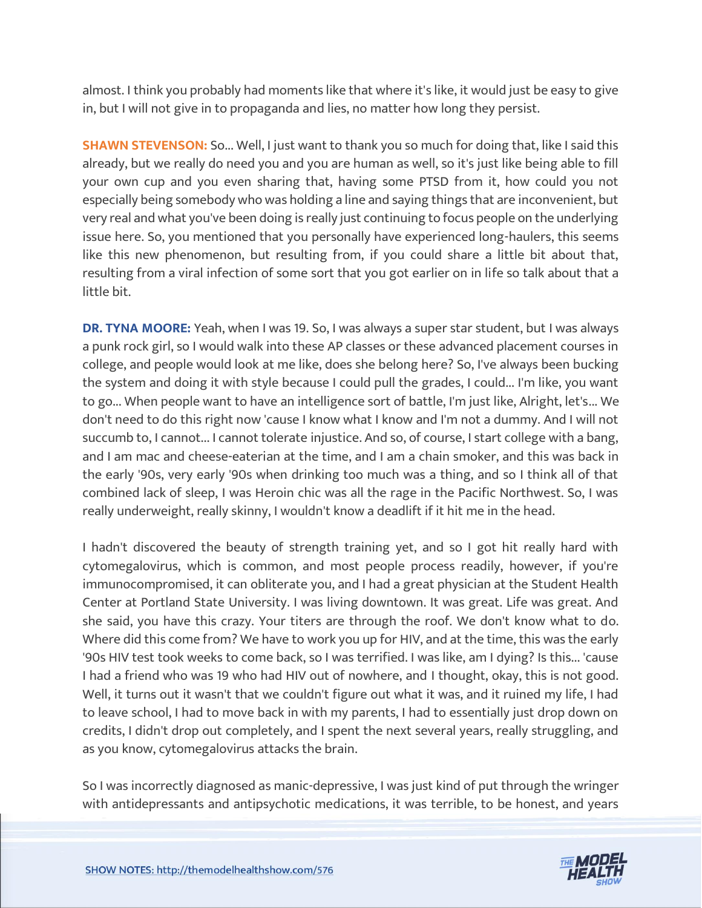almost. I think you probably had moments like that where it's like, it would just be easy to give in, but I will not give in to propaganda and lies, no matter how long they persist.

**SHAWN STEVENSON:** So... Well, I just want to thank you so much for doing that, like I said this already, but we really do need you and you are human as well, so it's just like being able to fill your own cup and you even sharing that, having some PTSD from it, how could you not especially being somebody who was holding a line and saying things that are inconvenient, but very real and what you've been doing is really just continuing to focus people on the underlying issue here. So, you mentioned that you personally have experienced long-haulers, this seems like this new phenomenon, but resulting from, if you could share a little bit about that, resulting from a viral infection of some sort that you got earlier on in life so talk about that a little bit.

**DR. TYNA MOORE:** Yeah, when I was 19. So, I was always a super star student, but I was always a punk rock girl, so I would walk into these AP classes or these advanced placement courses in college, and people would look at me like, does she belong here? So, I've always been bucking the system and doing it with style because I could pull the grades, I could... I'm like, you want to go... When people want to have an intelligence sort of battle, I'm just like, Alright, let's... We don't need to do this right now 'cause I know what I know and I'm not a dummy. And I will not succumb to, I cannot... I cannot tolerate injustice. And so, of course, I start college with a bang, and I am mac and cheese-eaterian at the time, and I am a chain smoker, and this was back in the early '90s, very early '90s when drinking too much was a thing, and so I think all of that combined lack of sleep, I was Heroin chic was all the rage in the Pacific Northwest. So, I was really underweight, really skinny, I wouldn't know a deadlift if it hit me in the head.

I hadn't discovered the beauty of strength training yet, and so I got hit really hard with cytomegalovirus, which is common, and most people process readily, however, if you're immunocompromised, it can obliterate you, and I had a great physician at the Student Health Center at Portland State University. I was living downtown. It was great. Life was great. And she said, you have this crazy. Your titers are through the roof. We don't know what to do. Where did this come from? We have to work you up for HIV, and at the time, this was the early '90s HIV test took weeks to come back, so I was terrified. I was like, am I dying? Is this... 'cause I had a friend who was 19 who had HIV out of nowhere, and I thought, okay, this is not good. Well, it turns out it wasn't that we couldn't figure out what it was, and it ruined my life, I had to leave school, I had to move back in with my parents, I had to essentially just drop down on credits, I didn't drop out completely, and I spent the next several years, really struggling, and as you know, cytomegalovirus attacks the brain.

So I was incorrectly diagnosed as manic-depressive, I was just kind of put through the wringer with antidepressants and antipsychotic medications, it was terrible, to be honest, and years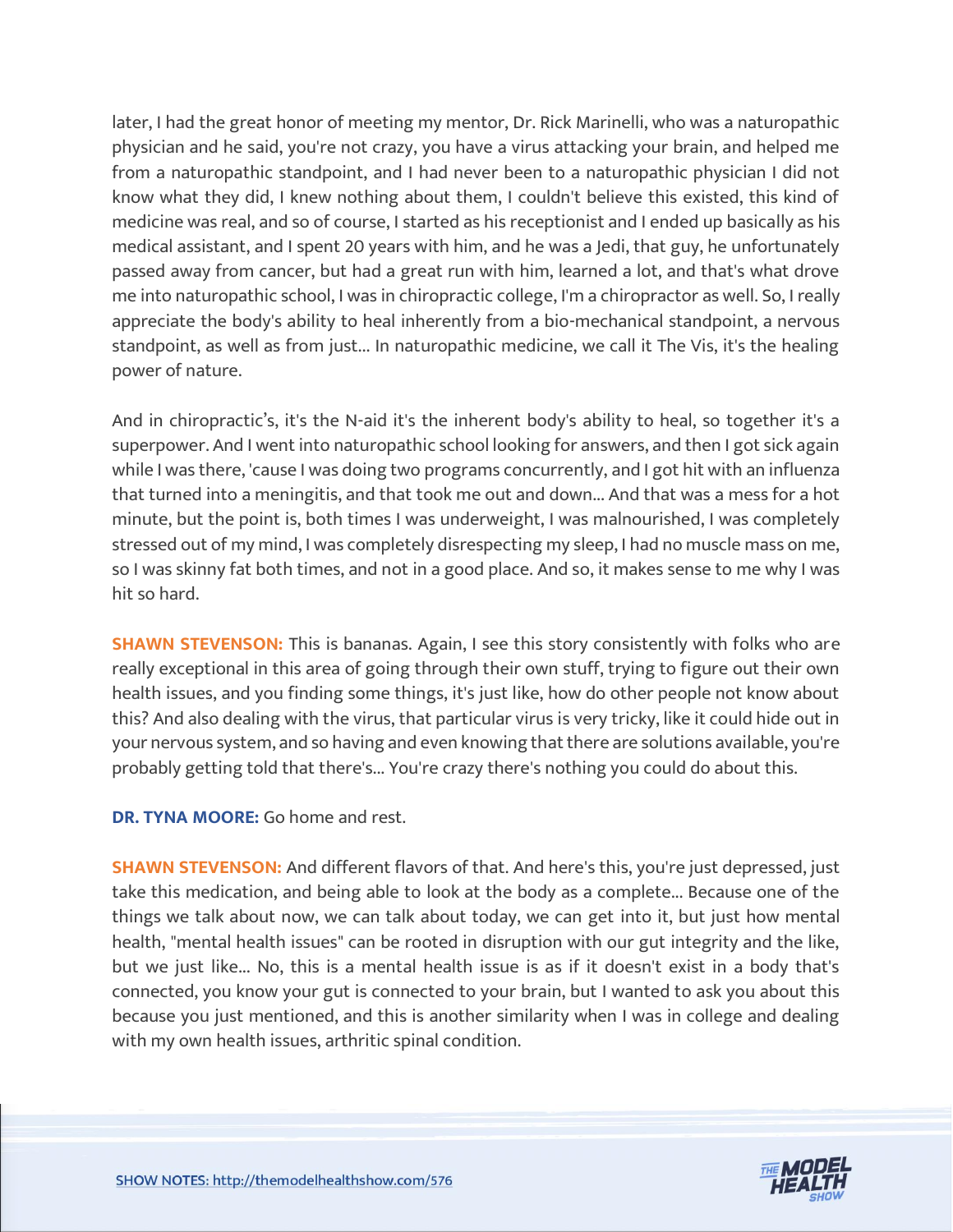later, I had the great honor of meeting my mentor, Dr. Rick Marinelli, who was a naturopathic physician and he said, you're not crazy, you have a virus attacking your brain, and helped me from a naturopathic standpoint, and I had never been to a naturopathic physician I did not know what they did, I knew nothing about them, I couldn't believe this existed, this kind of medicine was real, and so of course, I started as his receptionist and I ended up basically as his medical assistant, and I spent 20 years with him, and he was a Jedi, that guy, he unfortunately passed away from cancer, but had a great run with him, learned a lot, and that's what drove me into naturopathic school, I was in chiropractic college, I'm a chiropractor as well. So, I really appreciate the body's ability to heal inherently from a bio-mechanical standpoint, a nervous standpoint, as well as from just... In naturopathic medicine, we call it The Vis, it's the healing power of nature.

And in chiropractic's, it's the N-aid it's the inherent body's ability to heal, so together it's a superpower. And I went into naturopathic school looking for answers, and then I got sick again while I was there, 'cause I was doing two programs concurrently, and I got hit with an influenza that turned into a meningitis, and that took me out and down... And that was a mess for a hot minute, but the point is, both times I was underweight, I was malnourished, I was completely stressed out of my mind, I was completely disrespecting my sleep, I had no muscle mass on me, so I was skinny fat both times, and not in a good place. And so, it makes sense to me why I was hit so hard.

**SHAWN STEVENSON:** This is bananas. Again, I see this story consistently with folks who are really exceptional in this area of going through their own stuff, trying to figure out their own health issues, and you finding some things, it's just like, how do other people not know about this? And also dealing with the virus, that particular virus is very tricky, like it could hide out in your nervous system, and so having and even knowing that there are solutions available, you're probably getting told that there's... You're crazy there's nothing you could do about this.

**DR. TYNA MOORE:** Go home and rest.

**SHAWN STEVENSON:** And different flavors of that. And here's this, you're just depressed, just take this medication, and being able to look at the body as a complete... Because one of the things we talk about now, we can talk about today, we can get into it, but just how mental health, "mental health issues" can be rooted in disruption with our gut integrity and the like, but we just like... No, this is a mental health issue is as if it doesn't exist in a body that's connected, you know your gut is connected to your brain, but I wanted to ask you about this because you just mentioned, and this is another similarity when I was in college and dealing with my own health issues, arthritic spinal condition.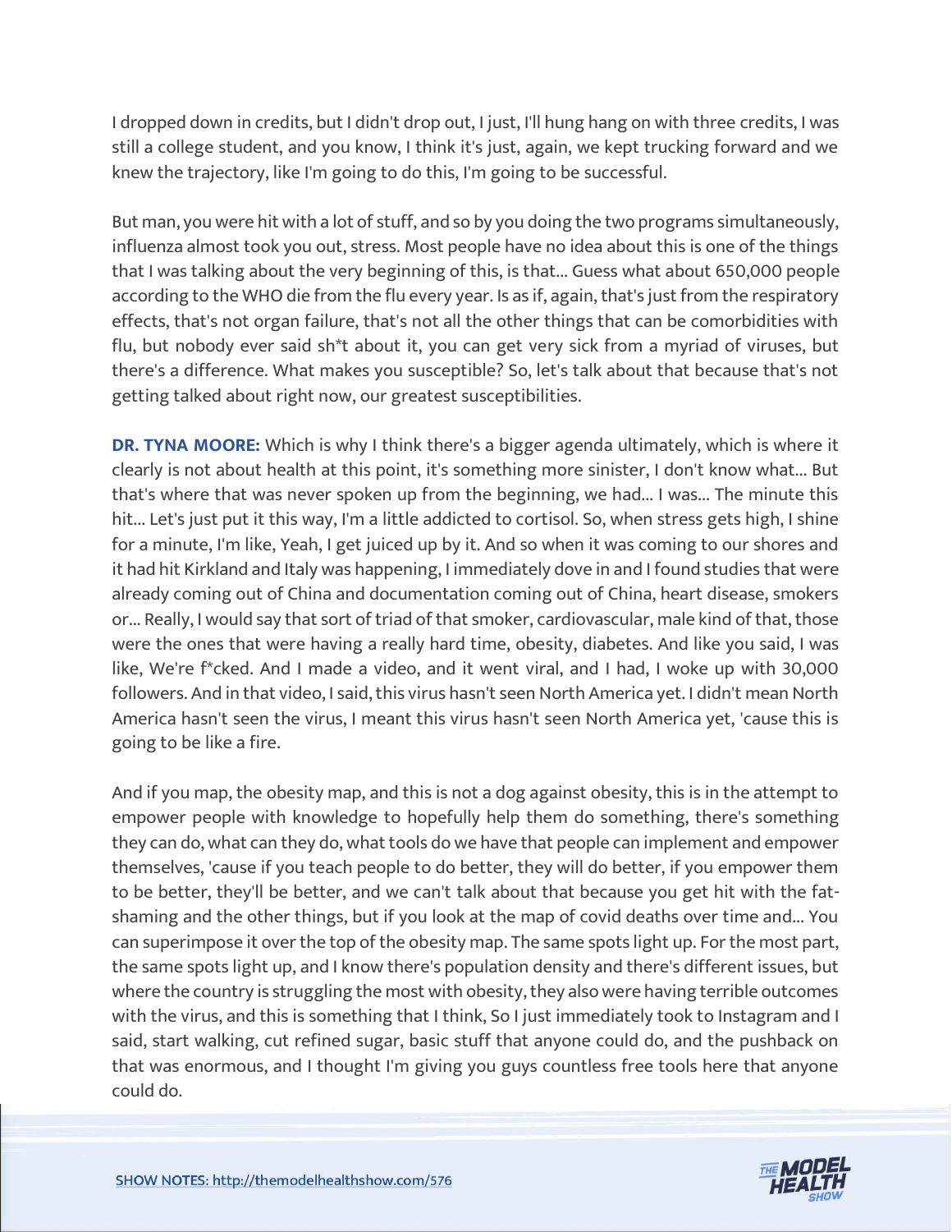I dropped down in credits, but I didn't drop out, I just, I'll hung hang on with three credits, I was still a college student, and you know, I think it's just, again, we kept trucking forward and we knew the trajectory, like I'm going to do this, I'm going to be successful.

But man, you were hit with a lot of stuff, and so by you doing the two programs simultaneously, influenza almost took you out, stress. Most people have no idea about this is one of the things that I was talking about the very beginning of this, is that... Guess what about 650,000 people according to the WHO die from the flu every year. Is as if, again, that's just from the respiratory effects, that's not organ failure, that's not all the other things that can be comorbidities with flu, but nobody ever said sh*t about it, you can get very sick from a myriad of viruses, but there's a difference. What makes you susceptible? So, let's talk about that because that's not getting talked about right now, our greatest susceptibilities.

**DR. TYNA MOORE:** Which is why I think there's a bigger agenda ultimately, which is where it clearly is not about health at this point, it's something more sinister, I don't know what... But that's where that was never spoken up from the beginning, we had... I was... The minute this hit... Let's just put it this way, I'm a little addicted to cortisol. So, when stress gets high, I shine for a minute, I'm like, Yeah, I get juiced up by it. And so when it was coming to our shores and it had hit Kirkland and Italy was happening, I immediately dove in and I found studies that were already coming out of China and documentation coming out of China, heart disease, smokers or... Really, I would say that sort of triad of that smoker, cardiovascular, male kind of that, those were the ones that were having a really hard time, obesity, diabetes. And like you said, I was like, We're f*cked. And I made a video, and it went viral, and I had, I woke up with 30,000 followers. And in that video, I said, this virus hasn't seen North America yet. I didn't mean North America hasn't seen the virus, I meant this virus hasn't seen North America yet, 'cause this is going to be like a fire.

And if you map, the obesity map, and this is not a dog against obesity, this is in the attempt to empower people with knowledge to hopefully help them do something, there's something they can do, what can they do, what tools do we have that people can implement and empower themselves, 'cause if you teach people to do better, they will do better, if you empower them to be better, they'll be better, and we can't talk about that because you get hit with the fat-shaming and the other things, but if you look at the map of covid deaths over time and... You can superimpose it over the top of the obesity map. The same spots light up. For the most part, the same spots light up, and I know there's population density and there's different issues, but where the country is struggling the most with obesity, they also were having terrible outcomes with the virus, and this is something that I think, So I just immediately took to Instagram and I said, start walking, cut refined sugar, basic stuff that anyone could do, and the pushback on that was enormous, and I thought I'm giving you guys countless free tools here that anyone could do.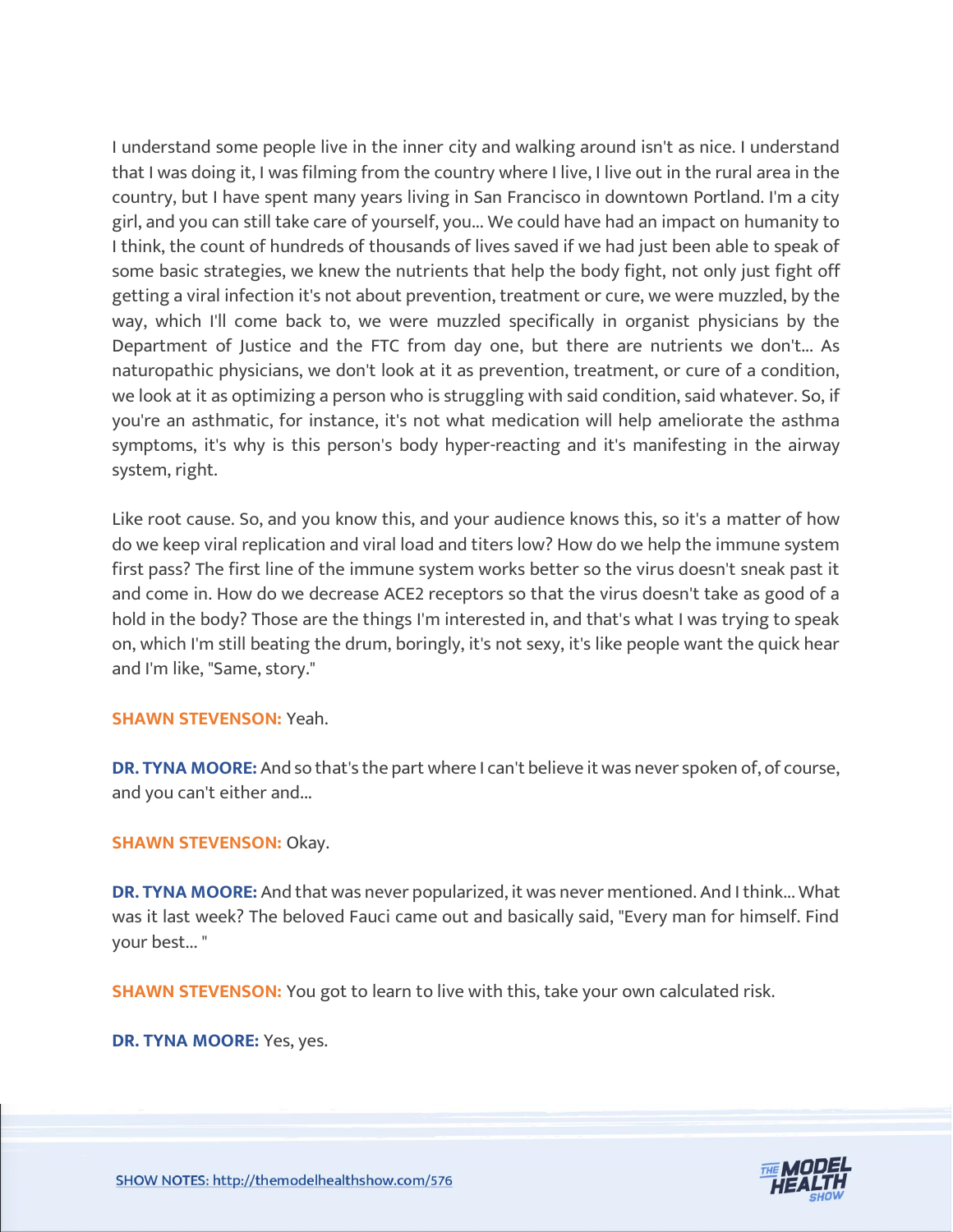I understand some people live in the inner city and walking around isn't as nice. I understand that I was doing it, I was filming from the country where I live, I live out in the rural area in the country, but I have spent many years living in San Francisco in downtown Portland. I'm a city girl, and you can still take care of yourself, you... We could have had an impact on humanity to I think, the count of hundreds of thousands of lives saved if we had just been able to speak of some basic strategies, we knew the nutrients that help the body fight, not only just fight off getting a viral infection it's not about prevention, treatment or cure, we were muzzled, by the way, which I'll come back to, we were muzzled specifically in organist physicians by the Department of Justice and the FTC from day one, but there are nutrients we don't... As naturopathic physicians, we don't look at it as prevention, treatment, or cure of a condition, we look at it as optimizing a person who is struggling with said condition, said whatever. So, if you're an asthmatic, for instance, it's not what medication will help ameliorate the asthma symptoms, it's why is this person's body hyper-reacting and it's manifesting in the airway system, right.

Like root cause. So, and you know this, and your audience knows this, so it's a matter of how do we keep viral replication and viral load and titers low? How do we help the immune system first pass? The first line of the immune system works better so the virus doesn't sneak past it and come in. How do we decrease ACE2 receptors so that the virus doesn't take as good of a hold in the body? Those are the things I'm interested in, and that's what I was trying to speak on, which I'm still beating the drum, boringly, it's not sexy, it's like people want the quick hear and I'm like, "Same, story."

**SHAWN STEVENSON:** Yeah.

**DR. TYNA MOORE:** And so that's the part where I can't believe it was never spoken of, of course, and you can't either and...

**SHAWN STEVENSON:** Okay.

**DR. TYNA MOORE:** And that was never popularized, it was never mentioned. And I think... What was it last week? The beloved Fauci came out and basically said, "Every man for himself. Find your best... "

**SHAWN STEVENSON:** You got to learn to live with this, take your own calculated risk.

**DR. TYNA MOORE:** Yes, yes.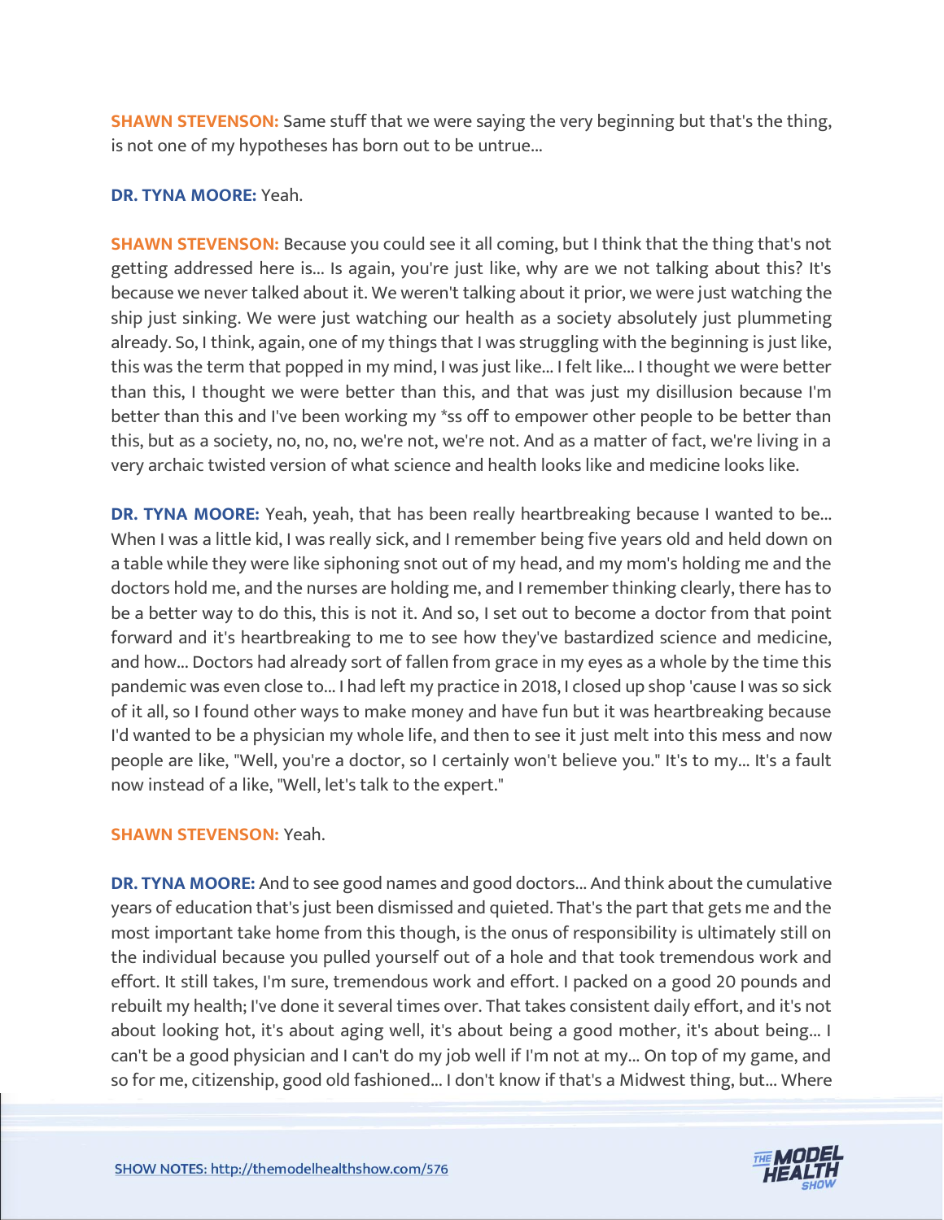**SHAWN STEVENSON:** Same stuff that we were saying the very beginning but that's the thing, is not one of my hypotheses has born out to be untrue...

**DR. TYNA MOORE:** Yeah.

**SHAWN STEVENSON:** Because you could see it all coming, but I think that the thing that's not getting addressed here is... Is again, you're just like, why are we not talking about this? It's because we never talked about it. We weren't talking about it prior, we were just watching the ship just sinking. We were just watching our health as a society absolutely just plummeting already. So, I think, again, one of my things that I was struggling with the beginning is just like, this was the term that popped in my mind, I was just like... I felt like... I thought we were better than this, I thought we were better than this, and that was just my disillusion because I'm better than this and I've been working my *ss off to empower other people to be better than this, but as a society, no, no, no, we're not, we're not. And as a matter of fact, we're living in a very archaic twisted version of what science and health looks like and medicine looks like.

**DR. TYNA MOORE:** Yeah, yeah, that has been really heartbreaking because I wanted to be... When I was a little kid, I was really sick, and I remember being five years old and held down on a table while they were like siphoning snot out of my head, and my mom's holding me and the doctors hold me, and the nurses are holding me, and I remember thinking clearly, there has to be a better way to do this, this is not it. And so, I set out to become a doctor from that point forward and it's heartbreaking to me to see how they've bastardized science and medicine, and how... Doctors had already sort of fallen from grace in my eyes as a whole by the time this pandemic was even close to... I had left my practice in 2018, I closed up shop 'cause I was so sick of it all, so I found other ways to make money and have fun but it was heartbreaking because I'd wanted to be a physician my whole life, and then to see it just melt into this mess and now people are like, "Well, you're a doctor, so I certainly won't believe you." It's to my... It's a fault now instead of a like, "Well, let's talk to the expert."

**SHAWN STEVENSON:** Yeah.

**DR. TYNA MOORE:** And to see good names and good doctors... And think about the cumulative years of education that's just been dismissed and quieted. That's the part that gets me and the most important take home from this though, is the onus of responsibility is ultimately still on the individual because you pulled yourself out of a hole and that took tremendous work and effort. It still takes, I'm sure, tremendous work and effort. I packed on a good 20 pounds and rebuilt my health; I've done it several times over. That takes consistent daily effort, and it's not about looking hot, it's about aging well, it's about being a good mother, it's about being... I can't be a good physician and I can't do my job well if I'm not at my... On top of my game, and so for me, citizenship, good old fashioned... I don't know if that's a Midwest thing, but... Where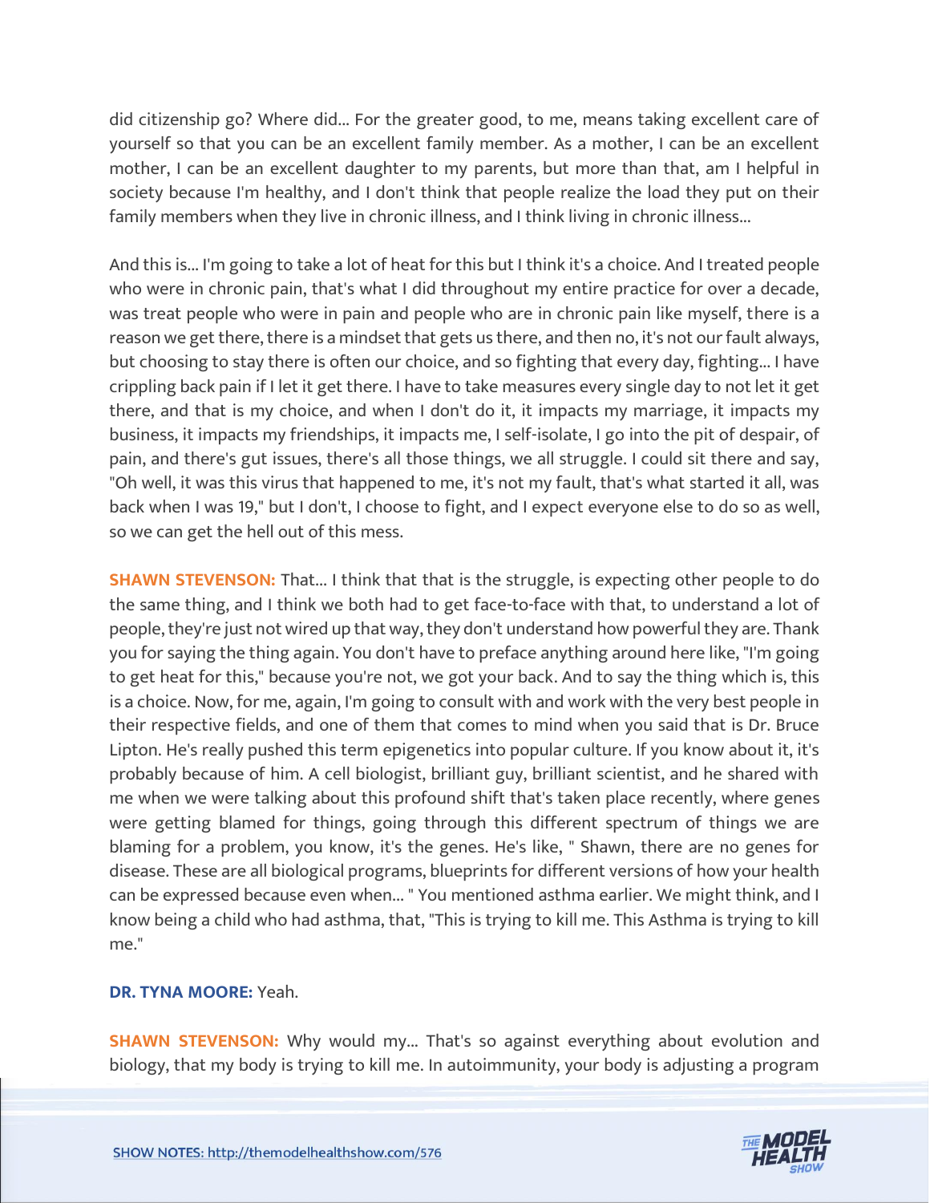did citizenship go? Where did... For the greater good, to me, means taking excellent care of yourself so that you can be an excellent family member. As a mother, I can be an excellent mother, I can be an excellent daughter to my parents, but more than that, am I helpful in society because I'm healthy, and I don't think that people realize the load they put on their family members when they live in chronic illness, and I think living in chronic illness...

And this is... I'm going to take a lot of heat for this but I think it's a choice. And I treated people who were in chronic pain, that's what I did throughout my entire practice for over a decade, was treat people who were in pain and people who are in chronic pain like myself, there is a reason we get there, there is a mindset that gets us there, and then no, it's not our fault always, but choosing to stay there is often our choice, and so fighting that every day, fighting... I have crippling back pain if I let it get there. I have to take measures every single day to not let it get there, and that is my choice, and when I don't do it, it impacts my marriage, it impacts my business, it impacts my friendships, it impacts me, I self-isolate, I go into the pit of despair, of pain, and there's gut issues, there's all those things, we all struggle. I could sit there and say, "Oh well, it was this virus that happened to me, it's not my fault, that's what started it all, was back when I was 19," but I don't, I choose to fight, and I expect everyone else to do so as well, so we can get the hell out of this mess.

**SHAWN STEVENSON:** That... I think that that is the struggle, is expecting other people to do the same thing, and I think we both had to get face-to-face with that, to understand a lot of people, they're just not wired up that way, they don't understand how powerful they are. Thank you for saying the thing again. You don't have to preface anything around here like, "I'm going to get heat for this," because you're not, we got your back. And to say the thing which is, this is a choice. Now, for me, again, I'm going to consult with and work with the very best people in their respective fields, and one of them that comes to mind when you said that is Dr. Bruce Lipton. He's really pushed this term epigenetics into popular culture. If you know about it, it's probably because of him. A cell biologist, brilliant guy, brilliant scientist, and he shared with me when we were talking about this profound shift that's taken place recently, where genes were getting blamed for things, going through this different spectrum of things we are blaming for a problem, you know, it's the genes. He's like, " Shawn, there are no genes for disease. These are all biological programs, blueprints for different versions of how your health can be expressed because even when... " You mentioned asthma earlier. We might think, and I know being a child who had asthma, that, "This is trying to kill me. This Asthma is trying to kill me."

**DR. TYNA MOORE:** Yeah.

**SHAWN STEVENSON:** Why would my... That's so against everything about evolution and biology, that my body is trying to kill me. In autoimmunity, your body is adjusting a program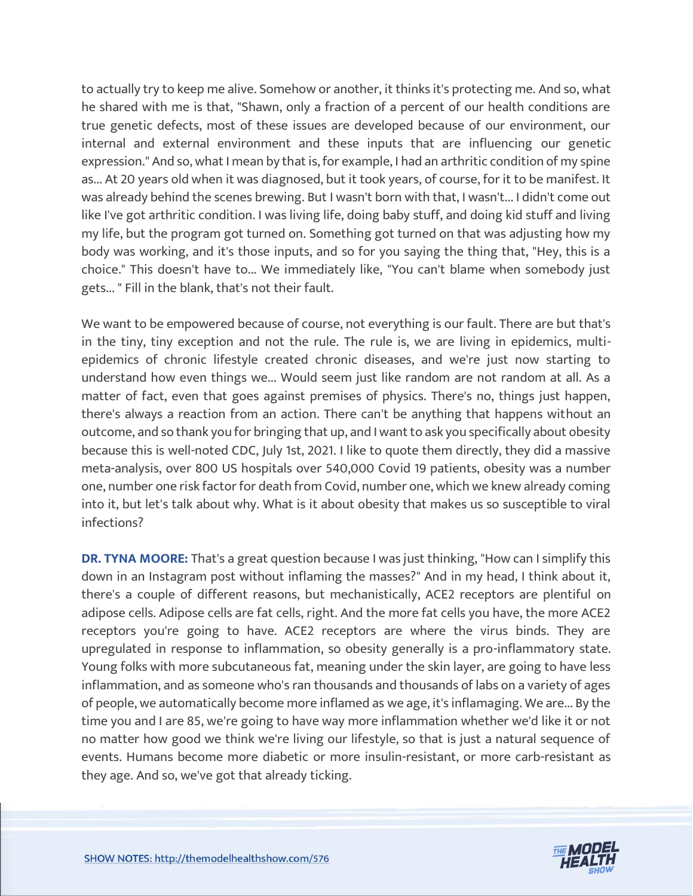to actually try to keep me alive. Somehow or another, it thinks it's protecting me. And so, what he shared with me is that, "Shawn, only a fraction of a percent of our health conditions are true genetic defects, most of these issues are developed because of our environment, our internal and external environment and these inputs that are influencing our genetic expression." And so, what I mean by that is, for example, I had an arthritic condition of my spine as... At 20 years old when it was diagnosed, but it took years, of course, for it to be manifest. It was already behind the scenes brewing. But I wasn't born with that, I wasn't... I didn't come out like I've got arthritic condition. I was living life, doing baby stuff, and doing kid stuff and living my life, but the program got turned on. Something got turned on that was adjusting how my body was working, and it's those inputs, and so for you saying the thing that, "Hey, this is a choice." This doesn't have to... We immediately like, "You can't blame when somebody just gets... " Fill in the blank, that's not their fault.

We want to be empowered because of course, not everything is our fault. There are but that's in the tiny, tiny exception and not the rule. The rule is, we are living in epidemics, multi-epidemics of chronic lifestyle created chronic diseases, and we're just now starting to understand how even things we... Would seem just like random are not random at all. As a matter of fact, even that goes against premises of physics. There's no, things just happen, there's always a reaction from an action. There can't be anything that happens without an outcome, and so thank you for bringing that up, and I want to ask you specifically about obesity because this is well-noted CDC, July 1st, 2021. I like to quote them directly, they did a massive meta-analysis, over 800 US hospitals over 540,000 Covid 19 patients, obesity was a number one, number one risk factor for death from Covid, number one, which we knew already coming into it, but let's talk about why. What is it about obesity that makes us so susceptible to viral infections?

**DR. TYNA MOORE:** That's a great question because I was just thinking, "How can I simplify this down in an Instagram post without inflaming the masses?" And in my head, I think about it, there's a couple of different reasons, but mechanistically, ACE2 receptors are plentiful on adipose cells. Adipose cells are fat cells, right. And the more fat cells you have, the more ACE2 receptors you're going to have. ACE2 receptors are where the virus binds. They are upregulated in response to inflammation, so obesity generally is a pro-inflammatory state. Young folks with more subcutaneous fat, meaning under the skin layer, are going to have less inflammation, and as someone who's ran thousands and thousands of labs on a variety of ages of people, we automatically become more inflamed as we age, it's inflamaging. We are... By the time you and I are 85, we're going to have way more inflammation whether we'd like it or not no matter how good we think we're living our lifestyle, so that is just a natural sequence of events. Humans become more diabetic or more insulin-resistant, or more carb-resistant as they age. And so, we've got that already ticking.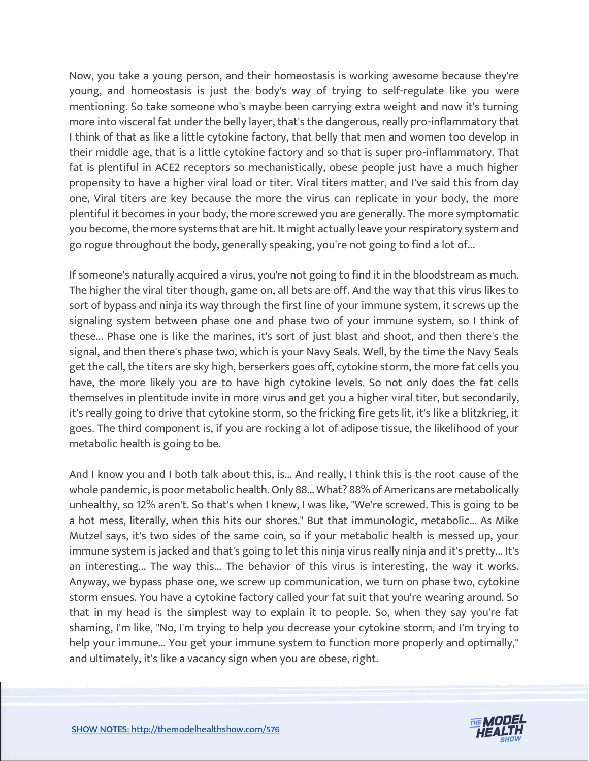Now, you take a young person, and their homeostasis is working awesome because they're young, and homeostasis is just the body's way of trying to self-regulate like you were mentioning. So take someone who's maybe been carrying extra weight and now it's turning more into visceral fat under the belly layer, that's the dangerous, really pro-inflammatory that I think of that as like a little cytokine factory, that belly that men and women too develop in their middle age, that is a little cytokine factory and so that is super pro-inflammatory. That fat is plentiful in ACE2 receptors so mechanistically, obese people just have a much higher propensity to have a higher viral load or titer. Viral titers matter, and I've said this from day one, Viral titers are key because the more the virus can replicate in your body, the more plentiful it becomes in your body, the more screwed you are generally. The more symptomatic you become, the more systems that are hit. It might actually leave your respiratory system and go rogue throughout the body, generally speaking, you're not going to find a lot of...

If someone's naturally acquired a virus, you're not going to find it in the bloodstream as much. The higher the viral titer though, game on, all bets are off. And the way that this virus likes to sort of bypass and ninja its way through the first line of your immune system, it screws up the signaling system between phase one and phase two of your immune system, so I think of these... Phase one is like the marines, it's sort of just blast and shoot, and then there's the signal, and then there's phase two, which is your Navy Seals. Well, by the time the Navy Seals get the call, the titers are sky high, berserkers goes off, cytokine storm, the more fat cells you have, the more likely you are to have high cytokine levels. So not only does the fat cells themselves in plentitude invite in more virus and get you a higher viral titer, but secondarily, it's really going to drive that cytokine storm, so the fricking fire gets lit, it's like a blitzkrieg, it goes. The third component is, if you are rocking a lot of adipose tissue, the likelihood of your metabolic health is going to be.

And I know you and I both talk about this, is... And really, I think this is the root cause of the whole pandemic, is poor metabolic health. Only 88... What? 88% of Americans are metabolically unhealthy, so 12% aren't. So that's when I knew, I was like, "We're screwed. This is going to be a hot mess, literally, when this hits our shores." But that immunologic, metabolic... As Mike Mutzel says, it's two sides of the same coin, so if your metabolic health is messed up, your immune system is jacked and that's going to let this ninja virus really ninja and it's pretty... It's an interesting... The way this... The behavior of this virus is interesting, the way it works. Anyway, we bypass phase one, we screw up communication, we turn on phase two, cytokine storm ensues. You have a cytokine factory called your fat suit that you're wearing around. So that in my head is the simplest way to explain it to people. So, when they say you're fat shaming, I'm like, "No, I'm trying to help you decrease your cytokine storm, and I'm trying to help your immune... You get your immune system to function more properly and optimally," and ultimately, it's like a vacancy sign when you are obese, right.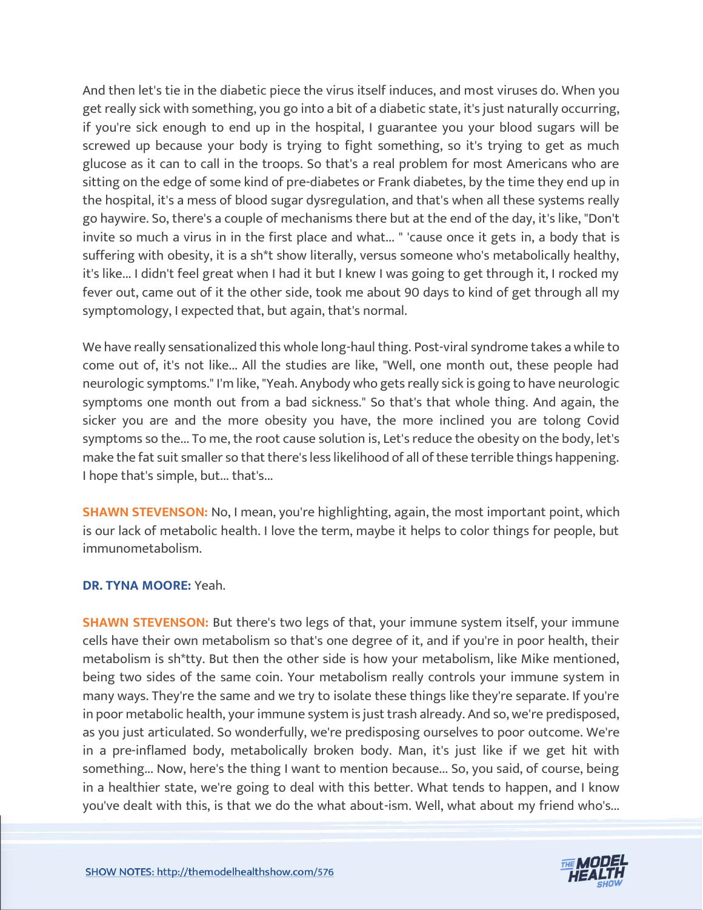And then let's tie in the diabetic piece the virus itself induces, and most viruses do. When you get really sick with something, you go into a bit of a diabetic state, it's just naturally occurring, if you're sick enough to end up in the hospital, I guarantee you your blood sugars will be screwed up because your body is trying to fight something, so it's trying to get as much glucose as it can to call in the troops. So that's a real problem for most Americans who are sitting on the edge of some kind of pre-diabetes or Frank diabetes, by the time they end up in the hospital, it's a mess of blood sugar dysregulation, and that's when all these systems really go haywire. So, there's a couple of mechanisms there but at the end of the day, it's like, "Don't invite so much a virus in in the first place and what... " 'cause once it gets in, a body that is suffering with obesity, it is a sh*t show literally, versus someone who's metabolically healthy, it's like... I didn't feel great when I had it but I knew I was going to get through it, I rocked my fever out, came out of it the other side, took me about 90 days to kind of get through all my symptomology, I expected that, but again, that's normal.

We have really sensationalized this whole long-haul thing. Post-viral syndrome takes a while to come out of, it's not like... All the studies are like, "Well, one month out, these people had neurologic symptoms." I'm like, "Yeah. Anybody who gets really sick is going to have neurologic symptoms one month out from a bad sickness." So that's that whole thing. And again, the sicker you are and the more obesity you have, the more inclined you are tolong Covid symptoms so the... To me, the root cause solution is, Let's reduce the obesity on the body, let's make the fat suit smaller so that there's less likelihood of all of these terrible things happening. I hope that's simple, but... that's...

**SHAWN STEVENSON:** No, I mean, you're highlighting, again, the most important point, which is our lack of metabolic health. I love the term, maybe it helps to color things for people, but immunometabolism.

**DR. TYNA MOORE:** Yeah.

**SHAWN STEVENSON:** But there's two legs of that, your immune system itself, your immune cells have their own metabolism so that's one degree of it, and if you're in poor health, their metabolism is sh*tty. But then the other side is how your metabolism, like Mike mentioned, being two sides of the same coin. Your metabolism really controls your immune system in many ways. They're the same and we try to isolate these things like they're separate. If you're in poor metabolic health, your immune system is just trash already. And so, we're predisposed, as you just articulated. So wonderfully, we're predisposing ourselves to poor outcome. We're in a pre-inflamed body, metabolically broken body. Man, it's just like if we get hit with something... Now, here's the thing I want to mention because... So, you said, of course, being in a healthier state, we're going to deal with this better. What tends to happen, and I know you've dealt with this, is that we do the what about-ism. Well, what about my friend who's...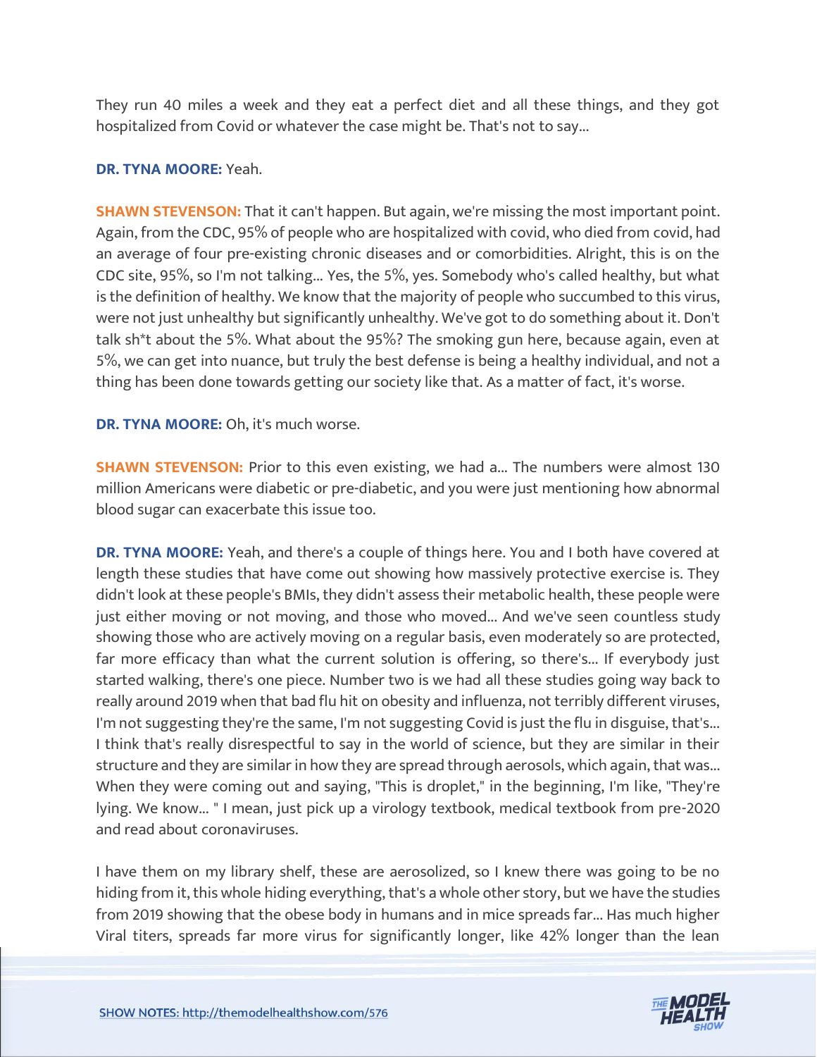They run 40 miles a week and they eat a perfect diet and all these things, and they got hospitalized from Covid or whatever the case might be. That's not to say...

**DR. TYNA MOORE:** Yeah.

**SHAWN STEVENSON:** That it can't happen. But again, we're missing the most important point. Again, from the CDC, 95% of people who are hospitalized with covid, who died from covid, had an average of four pre-existing chronic diseases and or comorbidities. Alright, this is on the CDC site, 95%, so I'm not talking... Yes, the 5%, yes. Somebody who's called healthy, but what is the definition of healthy. We know that the majority of people who succumbed to this virus, were not just unhealthy but significantly unhealthy. We've got to do something about it. Don't talk sh*t about the 5%. What about the 95%? The smoking gun here, because again, even at 5%, we can get into nuance, but truly the best defense is being a healthy individual, and not a thing has been done towards getting our society like that. As a matter of fact, it's worse.

**DR. TYNA MOORE:** Oh, it's much worse.

**SHAWN STEVENSON:** Prior to this even existing, we had a... The numbers were almost 130 million Americans were diabetic or pre-diabetic, and you were just mentioning how abnormal blood sugar can exacerbate this issue too.

**DR. TYNA MOORE:** Yeah, and there's a couple of things here. You and I both have covered at length these studies that have come out showing how massively protective exercise is. They didn't look at these people's BMIs, they didn't assess their metabolic health, these people were just either moving or not moving, and those who moved... And we've seen countless study showing those who are actively moving on a regular basis, even moderately so are protected, far more efficacy than what the current solution is offering, so there's... If everybody just started walking, there's one piece. Number two is we had all these studies going way back to really around 2019 when that bad flu hit on obesity and influenza, not terribly different viruses, I'm not suggesting they're the same, I'm not suggesting Covid is just the flu in disguise, that's... I think that's really disrespectful to say in the world of science, but they are similar in their structure and they are similar in how they are spread through aerosols, which again, that was... When they were coming out and saying, "This is droplet," in the beginning, I'm like, "They're lying. We know... " I mean, just pick up a virology textbook, medical textbook from pre-2020 and read about coronaviruses.

I have them on my library shelf, these are aerosolized, so I knew there was going to be no hiding from it, this whole hiding everything, that's a whole other story, but we have the studies from 2019 showing that the obese body in humans and in mice spreads far... Has much higher Viral titers, spreads far more virus for significantly longer, like 42% longer than the lean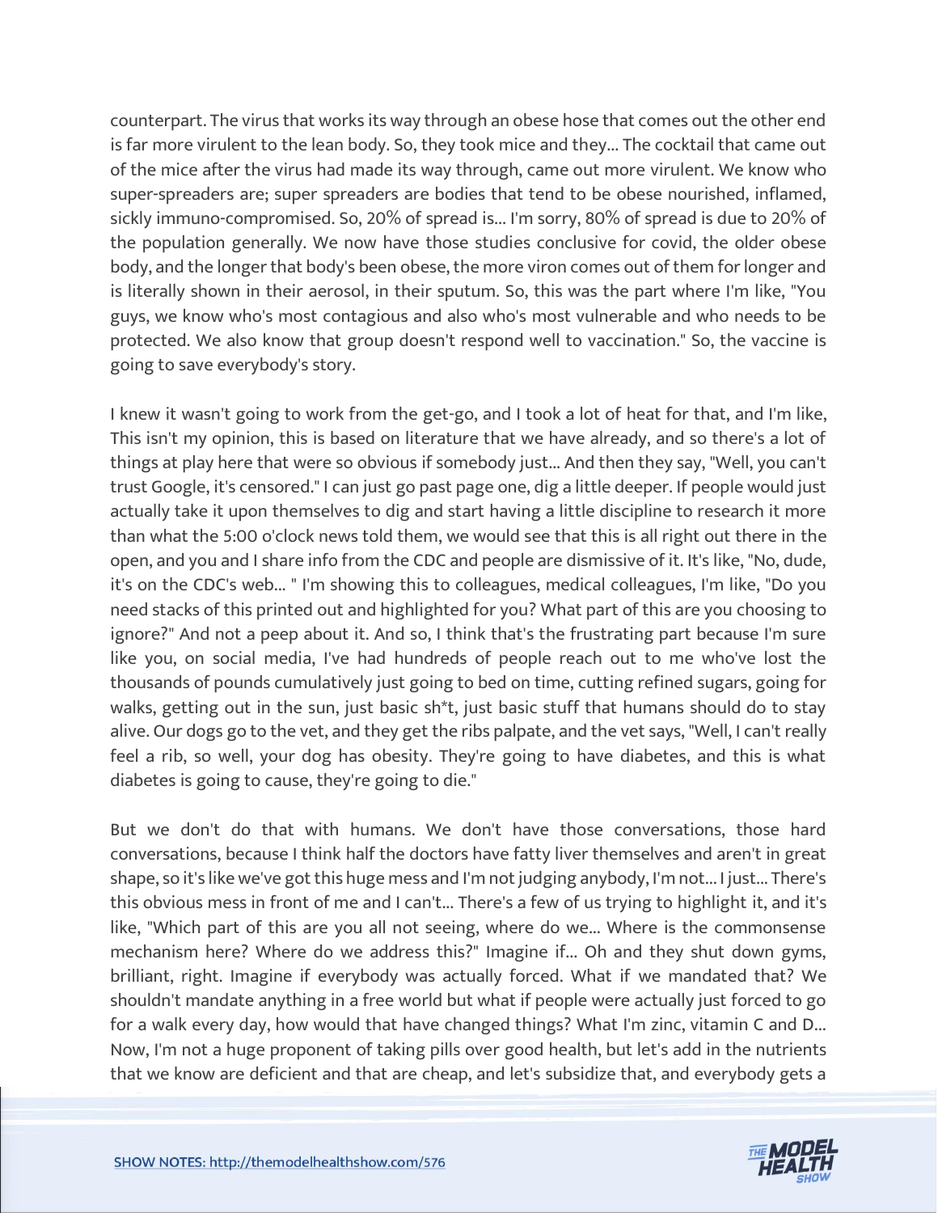counterpart. The virus that works its way through an obese hose that comes out the other end is far more virulent to the lean body. So, they took mice and they... The cocktail that came out of the mice after the virus had made its way through, came out more virulent. We know who super-spreaders are; super spreaders are bodies that tend to be obese nourished, inflamed, sickly immuno-compromised. So, 20% of spread is... I'm sorry, 80% of spread is due to 20% of the population generally. We now have those studies conclusive for covid, the older obese body, and the longer that body's been obese, the more viron comes out of them for longer and is literally shown in their aerosol, in their sputum. So, this was the part where I'm like, "You guys, we know who's most contagious and also who's most vulnerable and who needs to be protected. We also know that group doesn't respond well to vaccination." So, the vaccine is going to save everybody's story.

I knew it wasn't going to work from the get-go, and I took a lot of heat for that, and I'm like, This isn't my opinion, this is based on literature that we have already, and so there's a lot of things at play here that were so obvious if somebody just... And then they say, "Well, you can't trust Google, it's censored." I can just go past page one, dig a little deeper. If people would just actually take it upon themselves to dig and start having a little discipline to research it more than what the 5:00 o'clock news told them, we would see that this is all right out there in the open, and you and I share info from the CDC and people are dismissive of it. It's like, "No, dude, it's on the CDC's web... " I'm showing this to colleagues, medical colleagues, I'm like, "Do you need stacks of this printed out and highlighted for you? What part of this are you choosing to ignore?" And not a peep about it. And so, I think that's the frustrating part because I'm sure like you, on social media, I've had hundreds of people reach out to me who've lost the thousands of pounds cumulatively just going to bed on time, cutting refined sugars, going for walks, getting out in the sun, just basic sh*t, just basic stuff that humans should do to stay alive. Our dogs go to the vet, and they get the ribs palpate, and the vet says, "Well, I can't really feel a rib, so well, your dog has obesity. They're going to have diabetes, and this is what diabetes is going to cause, they're going to die."

But we don't do that with humans. We don't have those conversations, those hard conversations, because I think half the doctors have fatty liver themselves and aren't in great shape, so it's like we've got this huge mess and I'm not judging anybody, I'm not... I just... There's this obvious mess in front of me and I can't... There's a few of us trying to highlight it, and it's like, "Which part of this are you all not seeing, where do we... Where is the commonsense mechanism here? Where do we address this?" Imagine if... Oh and they shut down gyms, brilliant, right. Imagine if everybody was actually forced. What if we mandated that? We shouldn't mandate anything in a free world but what if people were actually just forced to go for a walk every day, how would that have changed things? What I'm zinc, vitamin C and D... Now, I'm not a huge proponent of taking pills over good health, but let's add in the nutrients that we know are deficient and that are cheap, and let's subsidize that, and everybody gets a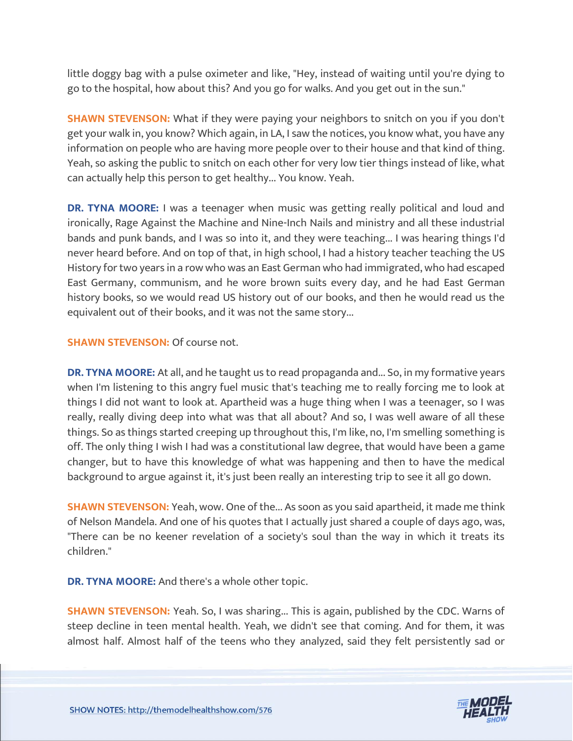little doggy bag with a pulse oximeter and like, "Hey, instead of waiting until you're dying to go to the hospital, how about this? And you go for walks. And you get out in the sun."

**SHAWN STEVENSON:** What if they were paying your neighbors to snitch on you if you don't get your walk in, you know? Which again, in LA, I saw the notices, you know what, you have any information on people who are having more people over to their house and that kind of thing. Yeah, so asking the public to snitch on each other for very low tier things instead of like, what can actually help this person to get healthy... You know. Yeah.

**DR. TYNA MOORE:** I was a teenager when music was getting really political and loud and ironically, Rage Against the Machine and Nine-Inch Nails and ministry and all these industrial bands and punk bands, and I was so into it, and they were teaching... I was hearing things I'd never heard before. And on top of that, in high school, I had a history teacher teaching the US History for two years in a row who was an East German who had immigrated, who had escaped East Germany, communism, and he wore brown suits every day, and he had East German history books, so we would read US history out of our books, and then he would read us the equivalent out of their books, and it was not the same story...

**SHAWN STEVENSON:** Of course not.

**DR. TYNA MOORE:** At all, and he taught us to read propaganda and... So, in my formative years when I'm listening to this angry fuel music that's teaching me to really forcing me to look at things I did not want to look at. Apartheid was a huge thing when I was a teenager, so I was really, really diving deep into what was that all about? And so, I was well aware of all these things. So as things started creeping up throughout this, I'm like, no, I'm smelling something is off. The only thing I wish I had was a constitutional law degree, that would have been a game changer, but to have this knowledge of what was happening and then to have the medical background to argue against it, it's just been really an interesting trip to see it all go down.

**SHAWN STEVENSON:** Yeah, wow. One of the... As soon as you said apartheid, it made me think of Nelson Mandela. And one of his quotes that I actually just shared a couple of days ago, was, "There can be no keener revelation of a society's soul than the way in which it treats its children."

**DR. TYNA MOORE:** And there's a whole other topic.

**SHAWN STEVENSON:** Yeah. So, I was sharing... This is again, published by the CDC. Warns of steep decline in teen mental health. Yeah, we didn't see that coming. And for them, it was almost half. Almost half of the teens who they analyzed, said they felt persistently sad or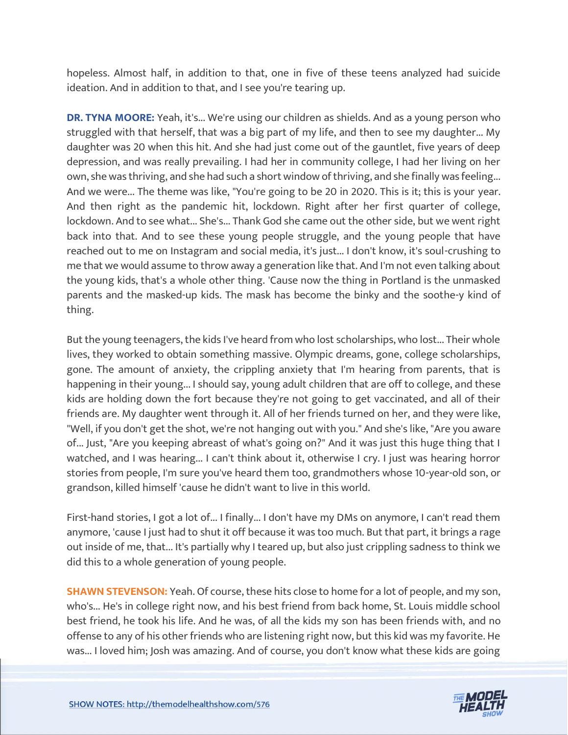hopeless. Almost half, in addition to that, one in five of these teens analyzed had suicide ideation. And in addition to that, and I see you're tearing up.

**DR. TYNA MOORE:** Yeah, it's... We're using our children as shields. And as a young person who struggled with that herself, that was a big part of my life, and then to see my daughter... My daughter was 20 when this hit. And she had just come out of the gauntlet, five years of deep depression, and was really prevailing. I had her in community college, I had her living on her own, she was thriving, and she had such a short window of thriving, and she finally was feeling... And we were... The theme was like, "You're going to be 20 in 2020. This is it; this is your year. And then right as the pandemic hit, lockdown. Right after her first quarter of college, lockdown. And to see what... She's... Thank God she came out the other side, but we went right back into that. And to see these young people struggle, and the young people that have reached out to me on Instagram and social media, it's just... I don't know, it's soul-crushing to me that we would assume to throw away a generation like that. And I'm not even talking about the young kids, that's a whole other thing. 'Cause now the thing in Portland is the unmasked parents and the masked-up kids. The mask has become the binky and the soothe-y kind of thing.

But the young teenagers, the kids I've heard from who lost scholarships, who lost... Their whole lives, they worked to obtain something massive. Olympic dreams, gone, college scholarships, gone. The amount of anxiety, the crippling anxiety that I'm hearing from parents, that is happening in their young... I should say, young adult children that are off to college, and these kids are holding down the fort because they're not going to get vaccinated, and all of their friends are. My daughter went through it. All of her friends turned on her, and they were like, "Well, if you don't get the shot, we're not hanging out with you." And she's like, "Are you aware of... Just, "Are you keeping abreast of what's going on?" And it was just this huge thing that I watched, and I was hearing... I can't think about it, otherwise I cry. I just was hearing horror stories from people, I'm sure you've heard them too, grandmothers whose 10-year-old son, or grandson, killed himself 'cause he didn't want to live in this world.

First-hand stories, I got a lot of... I finally... I don't have my DMs on anymore, I can't read them anymore, 'cause I just had to shut it off because it was too much. But that part, it brings a rage out inside of me, that... It's partially why I teared up, but also just crippling sadness to think we did this to a whole generation of young people.

**SHAWN STEVENSON:** Yeah. Of course, these hits close to home for a lot of people, and my son, who's... He's in college right now, and his best friend from back home, St. Louis middle school best friend, he took his life. And he was, of all the kids my son has been friends with, and no offense to any of his other friends who are listening right now, but this kid was my favorite. He was... I loved him; Josh was amazing. And of course, you don't know what these kids are going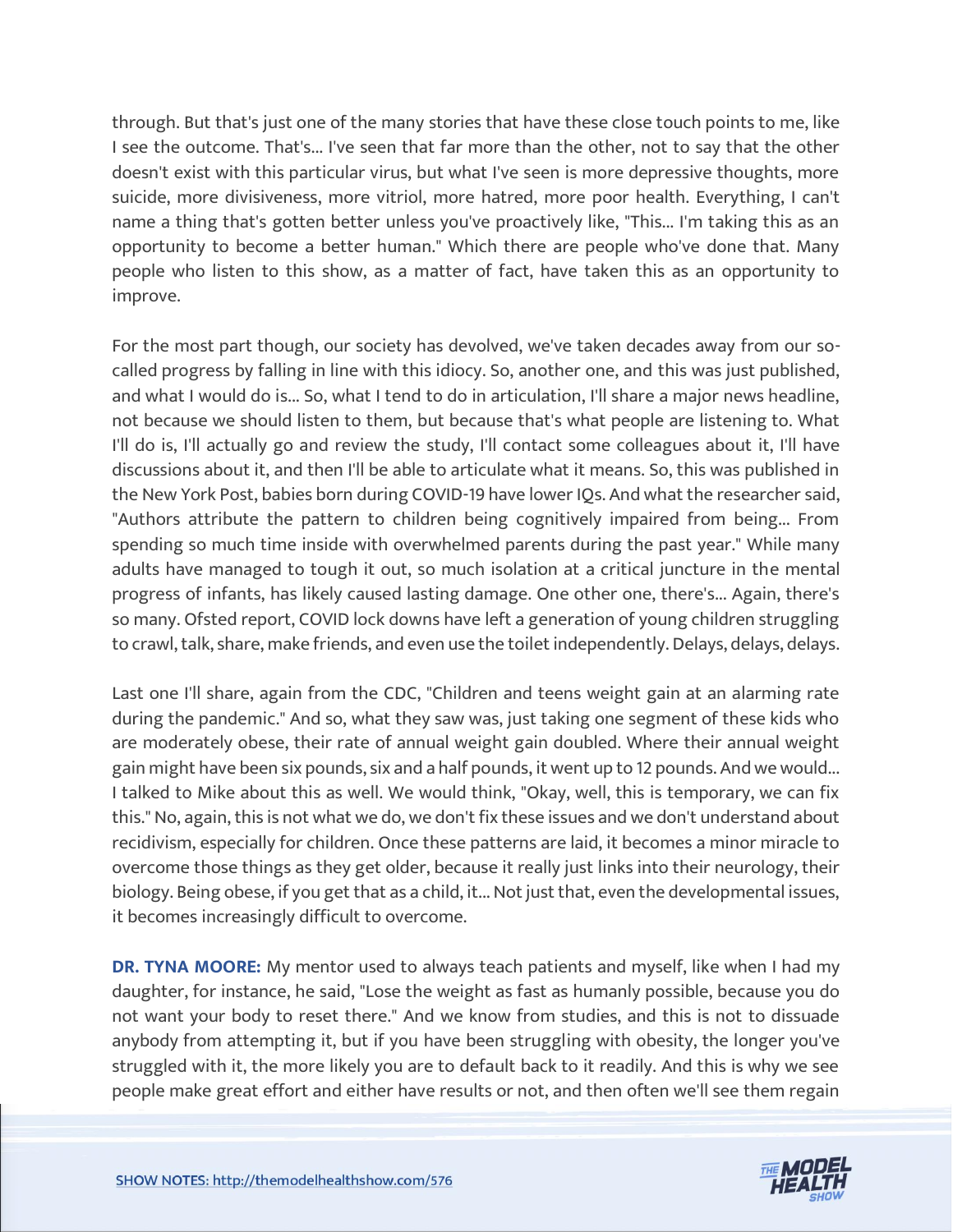through. But that's just one of the many stories that have these close touch points to me, like I see the outcome. That's... I've seen that far more than the other, not to say that the other doesn't exist with this particular virus, but what I've seen is more depressive thoughts, more suicide, more divisiveness, more vitriol, more hatred, more poor health. Everything, I can't name a thing that's gotten better unless you've proactively like, "This... I'm taking this as an opportunity to become a better human." Which there are people who've done that. Many people who listen to this show, as a matter of fact, have taken this as an opportunity to improve.

For the most part though, our society has devolved, we've taken decades away from our so-called progress by falling in line with this idiocy. So, another one, and this was just published, and what I would do is... So, what I tend to do in articulation, I'll share a major news headline, not because we should listen to them, but because that's what people are listening to. What I'll do is, I'll actually go and review the study, I'll contact some colleagues about it, I'll have discussions about it, and then I'll be able to articulate what it means. So, this was published in the New York Post, babies born during COVID-19 have lower IQs. And what the researcher said, "Authors attribute the pattern to children being cognitively impaired from being... From spending so much time inside with overwhelmed parents during the past year." While many adults have managed to tough it out, so much isolation at a critical juncture in the mental progress of infants, has likely caused lasting damage. One other one, there's... Again, there's so many. Ofsted report, COVID lock downs have left a generation of young children struggling to crawl, talk, share, make friends, and even use the toilet independently. Delays, delays, delays.

Last one I'll share, again from the CDC, "Children and teens weight gain at an alarming rate during the pandemic." And so, what they saw was, just taking one segment of these kids who are moderately obese, their rate of annual weight gain doubled. Where their annual weight gain might have been six pounds, six and a half pounds, it went up to 12 pounds. And we would... I talked to Mike about this as well. We would think, "Okay, well, this is temporary, we can fix this." No, again, this is not what we do, we don't fix these issues and we don't understand about recidivism, especially for children. Once these patterns are laid, it becomes a minor miracle to overcome those things as they get older, because it really just links into their neurology, their biology. Being obese, if you get that as a child, it... Not just that, even the developmental issues, it becomes increasingly difficult to overcome.

**DR. TYNA MOORE:** My mentor used to always teach patients and myself, like when I had my daughter, for instance, he said, "Lose the weight as fast as humanly possible, because you do not want your body to reset there." And we know from studies, and this is not to dissuade anybody from attempting it, but if you have been struggling with obesity, the longer you've struggled with it, the more likely you are to default back to it readily. And this is why we see people make great effort and either have results or not, and then often we'll see them regain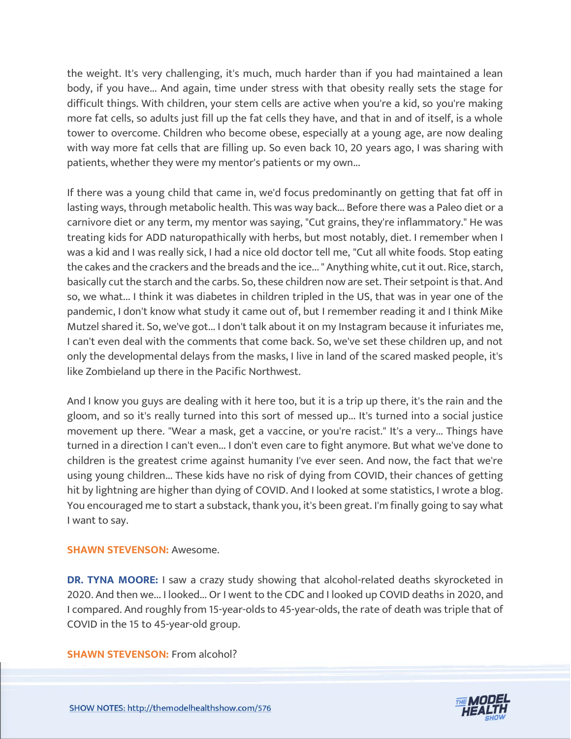the weight. It's very challenging, it's much, much harder than if you had maintained a lean body, if you have... And again, time under stress with that obesity really sets the stage for difficult things. With children, your stem cells are active when you're a kid, so you're making more fat cells, so adults just fill up the fat cells they have, and that in and of itself, is a whole tower to overcome. Children who become obese, especially at a young age, are now dealing with way more fat cells that are filling up. So even back 10, 20 years ago, I was sharing with patients, whether they were my mentor's patients or my own...

If there was a young child that came in, we'd focus predominantly on getting that fat off in lasting ways, through metabolic health. This was way back... Before there was a Paleo diet or a carnivore diet or any term, my mentor was saying, "Cut grains, they're inflammatory." He was treating kids for ADD naturopathically with herbs, but most notably, diet. I remember when I was a kid and I was really sick, I had a nice old doctor tell me, "Cut all white foods. Stop eating the cakes and the crackers and the breads and the ice... " Anything white, cut it out. Rice, starch, basically cut the starch and the carbs. So, these children now are set. Their setpoint is that. And so, we what... I think it was diabetes in children tripled in the US, that was in year one of the pandemic, I don't know what study it came out of, but I remember reading it and I think Mike Mutzel shared it. So, we've got... I don't talk about it on my Instagram because it infuriates me, I can't even deal with the comments that come back. So, we've set these children up, and not only the developmental delays from the masks, I live in land of the scared masked people, it's like Zombieland up there in the Pacific Northwest.

And I know you guys are dealing with it here too, but it is a trip up there, it's the rain and the gloom, and so it's really turned into this sort of messed up... It's turned into a social justice movement up there. "Wear a mask, get a vaccine, or you're racist." It's a very... Things have turned in a direction I can't even... I don't even care to fight anymore. But what we've done to children is the greatest crime against humanity I've ever seen. And now, the fact that we're using young children... These kids have no risk of dying from COVID, their chances of getting hit by lightning are higher than dying of COVID. And I looked at some statistics, I wrote a blog. You encouraged me to start a substack, thank you, it's been great. I'm finally going to say what I want to say.

**SHAWN STEVENSON:** Awesome.

**DR. TYNA MOORE:** I saw a crazy study showing that alcohol-related deaths skyrocketed in 2020. And then we... I looked... Or I went to the CDC and I looked up COVID deaths in 2020, and I compared. And roughly from 15-year-olds to 45-year-olds, the rate of death was triple that of COVID in the 15 to 45-year-old group.

**SHAWN STEVENSON:** From alcohol?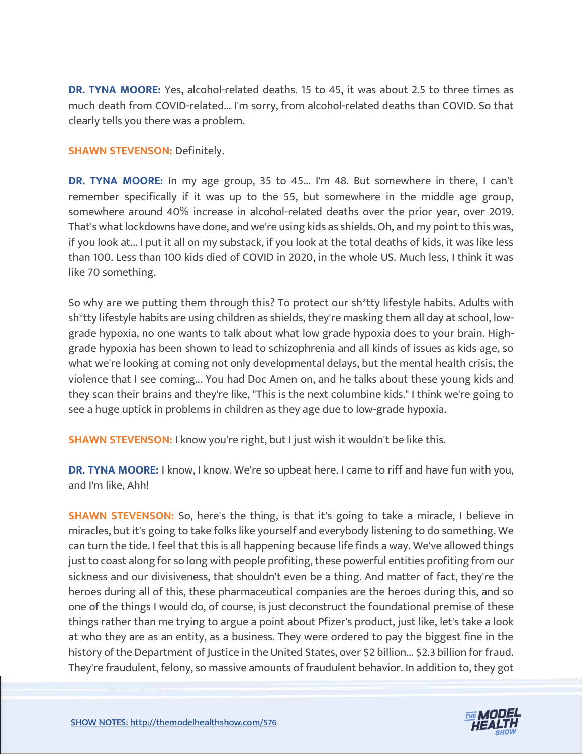**DR. TYNA MOORE:** Yes, alcohol-related deaths. 15 to 45, it was about 2.5 to three times as much death from COVID-related... I'm sorry, from alcohol-related deaths than COVID. So that clearly tells you there was a problem.

**SHAWN STEVENSON:** Definitely.

**DR. TYNA MOORE:** In my age group, 35 to 45... I'm 48. But somewhere in there, I can't remember specifically if it was up to the 55, but somewhere in the middle age group, somewhere around 40% increase in alcohol-related deaths over the prior year, over 2019. That's what lockdowns have done, and we're using kids as shields. Oh, and my point to this was, if you look at... I put it all on my substack, if you look at the total deaths of kids, it was like less than 100. Less than 100 kids died of COVID in 2020, in the whole US. Much less, I think it was like 70 something.

So why are we putting them through this? To protect our sh*tty lifestyle habits. Adults with sh*tty lifestyle habits are using children as shields, they're masking them all day at school, low-grade hypoxia, no one wants to talk about what low grade hypoxia does to your brain. High-grade hypoxia has been shown to lead to schizophrenia and all kinds of issues as kids age, so what we're looking at coming not only developmental delays, but the mental health crisis, the violence that I see coming... You had Doc Amen on, and he talks about these young kids and they scan their brains and they're like, "This is the next columbine kids." I think we're going to see a huge uptick in problems in children as they age due to low-grade hypoxia.

**SHAWN STEVENSON:** I know you're right, but I just wish it wouldn't be like this.

**DR. TYNA MOORE:** I know, I know. We're so upbeat here. I came to riff and have fun with you, and I'm like, Ahh!

**SHAWN STEVENSON:** So, here's the thing, is that it's going to take a miracle, I believe in miracles, but it's going to take folks like yourself and everybody listening to do something. We can turn the tide. I feel that this is all happening because life finds a way. We've allowed things just to coast along for so long with people profiting, these powerful entities profiting from our sickness and our divisiveness, that shouldn't even be a thing. And matter of fact, they're the heroes during all of this, these pharmaceutical companies are the heroes during this, and so one of the things I would do, of course, is just deconstruct the foundational premise of these things rather than me trying to argue a point about Pfizer's product, just like, let's take a look at who they are as an entity, as a business. They were ordered to pay the biggest fine in the history of the Department of Justice in the United States, over $2 billion... $2.3 billion for fraud. They're fraudulent, felony, so massive amounts of fraudulent behavior. In addition to, they got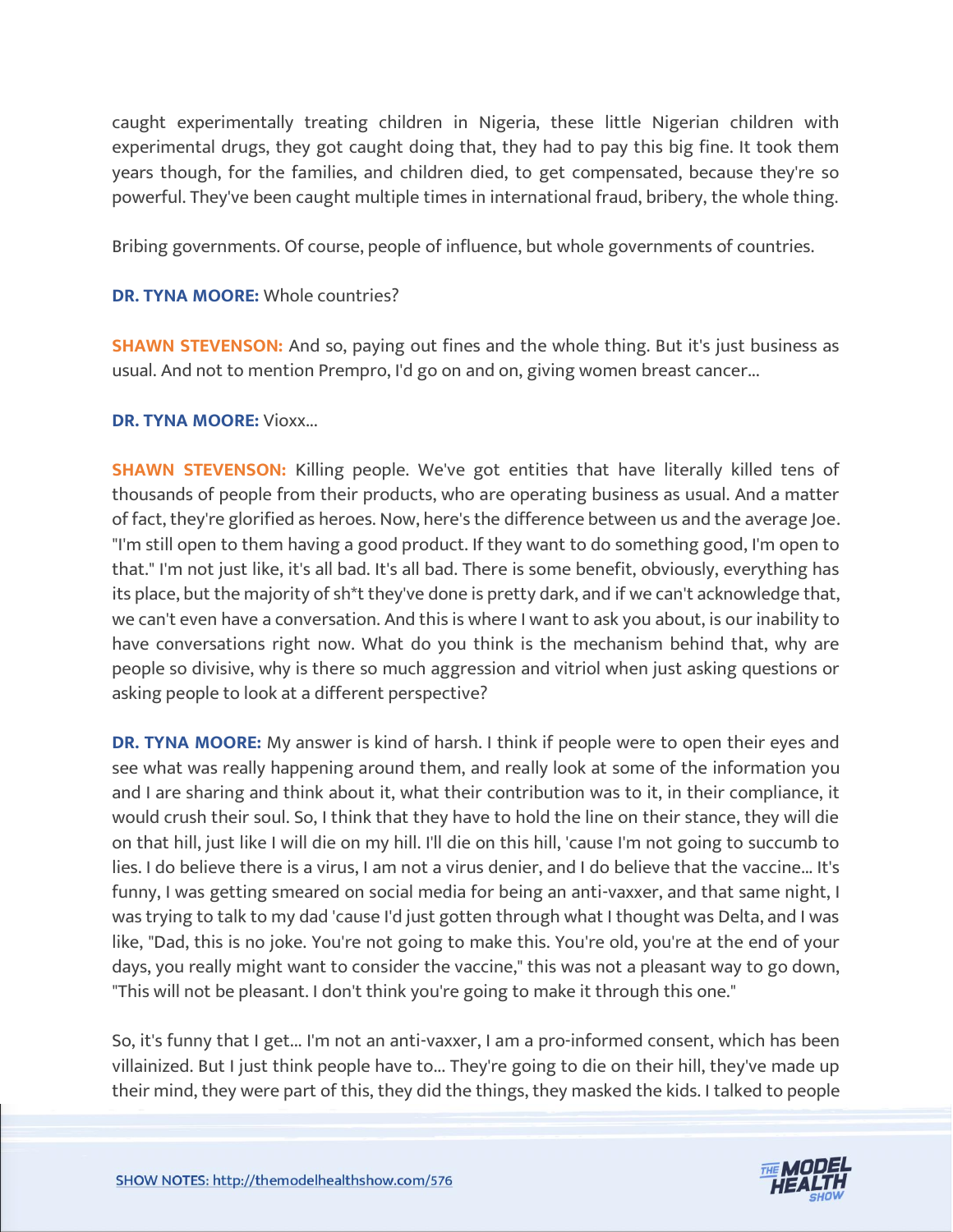caught experimentally treating children in Nigeria, these little Nigerian children with experimental drugs, they got caught doing that, they had to pay this big fine. It took them years though, for the families, and children died, to get compensated, because they're so powerful. They've been caught multiple times in international fraud, bribery, the whole thing.

Bribing governments. Of course, people of influence, but whole governments of countries.

**DR. TYNA MOORE:** Whole countries?

**SHAWN STEVENSON:** And so, paying out fines and the whole thing. But it's just business as usual. And not to mention Prempro, I'd go on and on, giving women breast cancer...

**DR. TYNA MOORE:** Vioxx...

**SHAWN STEVENSON:** Killing people. We've got entities that have literally killed tens of thousands of people from their products, who are operating business as usual. And a matter of fact, they're glorified as heroes. Now, here's the difference between us and the average Joe. "I'm still open to them having a good product. If they want to do something good, I'm open to that." I'm not just like, it's all bad. It's all bad. There is some benefit, obviously, everything has its place, but the majority of sh*t they've done is pretty dark, and if we can't acknowledge that, we can't even have a conversation. And this is where I want to ask you about, is our inability to have conversations right now. What do you think is the mechanism behind that, why are people so divisive, why is there so much aggression and vitriol when just asking questions or asking people to look at a different perspective?

**DR. TYNA MOORE:** My answer is kind of harsh. I think if people were to open their eyes and see what was really happening around them, and really look at some of the information you and I are sharing and think about it, what their contribution was to it, in their compliance, it would crush their soul. So, I think that they have to hold the line on their stance, they will die on that hill, just like I will die on my hill. I'll die on this hill, 'cause I'm not going to succumb to lies. I do believe there is a virus, I am not a virus denier, and I do believe that the vaccine... It's funny, I was getting smeared on social media for being an anti-vaxxer, and that same night, I was trying to talk to my dad 'cause I'd just gotten through what I thought was Delta, and I was like, "Dad, this is no joke. You're not going to make this. You're old, you're at the end of your days, you really might want to consider the vaccine," this was not a pleasant way to go down, "This will not be pleasant. I don't think you're going to make it through this one."

So, it's funny that I get... I'm not an anti-vaxxer, I am a pro-informed consent, which has been villainized. But I just think people have to... They're going to die on their hill, they've made up their mind, they were part of this, they did the things, they masked the kids. I talked to people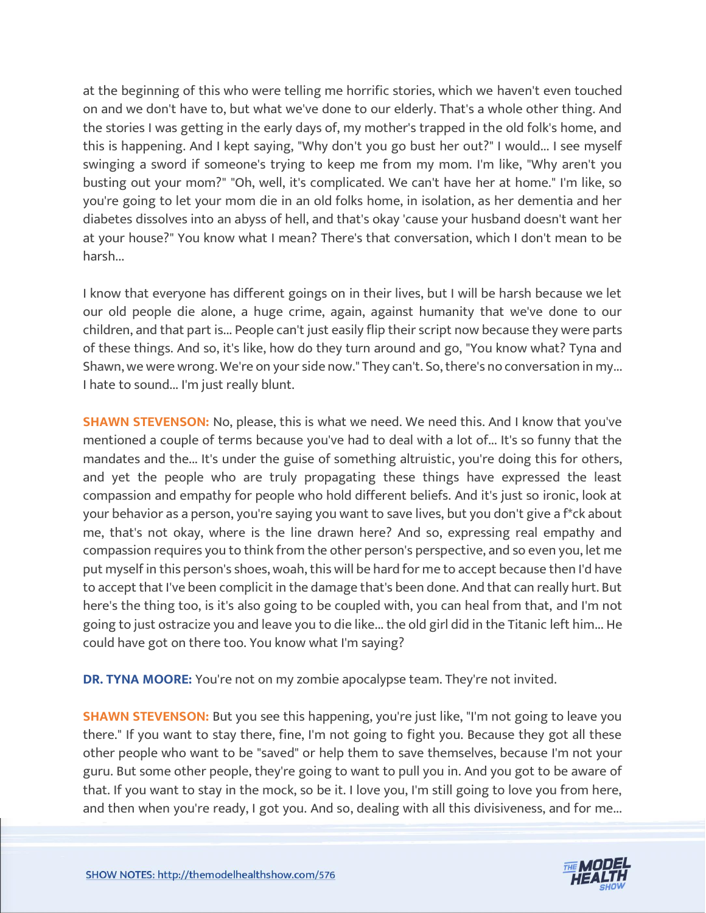at the beginning of this who were telling me horrific stories, which we haven't even touched on and we don't have to, but what we've done to our elderly. That's a whole other thing. And the stories I was getting in the early days of, my mother's trapped in the old folk's home, and this is happening. And I kept saying, "Why don't you go bust her out?" I would... I see myself swinging a sword if someone's trying to keep me from my mom. I'm like, "Why aren't you busting out your mom?" "Oh, well, it's complicated. We can't have her at home." I'm like, so you're going to let your mom die in an old folks home, in isolation, as her dementia and her diabetes dissolves into an abyss of hell, and that's okay 'cause your husband doesn't want her at your house?" You know what I mean? There's that conversation, which I don't mean to be harsh...

I know that everyone has different goings on in their lives, but I will be harsh because we let our old people die alone, a huge crime, again, against humanity that we've done to our children, and that part is... People can't just easily flip their script now because they were parts of these things. And so, it's like, how do they turn around and go, "You know what? Tyna and Shawn, we were wrong. We're on your side now." They can't. So, there's no conversation in my... I hate to sound... I'm just really blunt.

**SHAWN STEVENSON:** No, please, this is what we need. We need this. And I know that you've mentioned a couple of terms because you've had to deal with a lot of... It's so funny that the mandates and the... It's under the guise of something altruistic, you're doing this for others, and yet the people who are truly propagating these things have expressed the least compassion and empathy for people who hold different beliefs. And it's just so ironic, look at your behavior as a person, you're saying you want to save lives, but you don't give a f*ck about me, that's not okay, where is the line drawn here? And so, expressing real empathy and compassion requires you to think from the other person's perspective, and so even you, let me put myself in this person's shoes, woah, this will be hard for me to accept because then I'd have to accept that I've been complicit in the damage that's been done. And that can really hurt. But here's the thing too, is it's also going to be coupled with, you can heal from that, and I'm not going to just ostracize you and leave you to die like... the old girl did in the Titanic left him... He could have got on there too. You know what I'm saying?

**DR. TYNA MOORE:** You're not on my zombie apocalypse team. They're not invited.

**SHAWN STEVENSON:** But you see this happening, you're just like, "I'm not going to leave you there." If you want to stay there, fine, I'm not going to fight you. Because they got all these other people who want to be "saved" or help them to save themselves, because I'm not your guru. But some other people, they're going to want to pull you in. And you got to be aware of that. If you want to stay in the mock, so be it. I love you, I'm still going to love you from here, and then when you're ready, I got you. And so, dealing with all this divisiveness, and for me...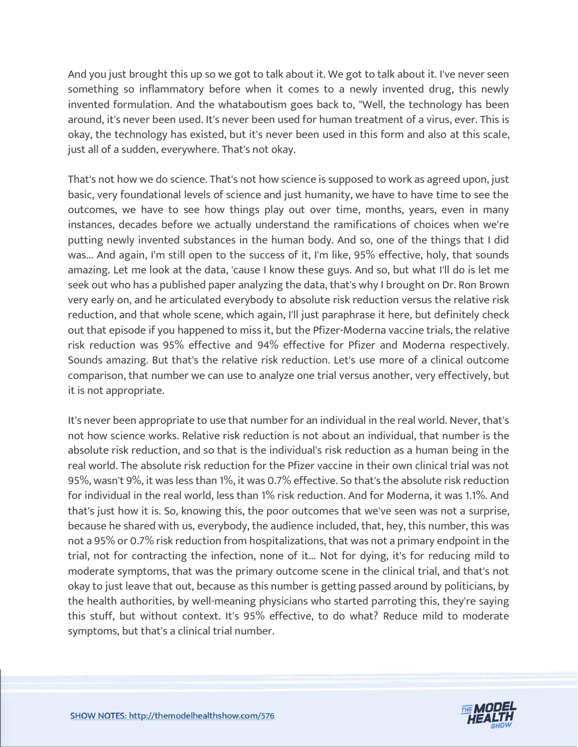And you just brought this up so we got to talk about it. We got to talk about it. I've never seen something so inflammatory before when it comes to a newly invented drug, this newly invented formulation. And the whataboutism goes back to, "Well, the technology has been around, it's never been used. It's never been used for human treatment of a virus, ever. This is okay, the technology has existed, but it's never been used in this form and also at this scale, just all of a sudden, everywhere. That's not okay.

That's not how we do science. That's not how science is supposed to work as agreed upon, just basic, very foundational levels of science and just humanity, we have to have time to see the outcomes, we have to see how things play out over time, months, years, even in many instances, decades before we actually understand the ramifications of choices when we're putting newly invented substances in the human body. And so, one of the things that I did was... And again, I'm still open to the success of it, I'm like, 95% effective, holy, that sounds amazing. Let me look at the data, 'cause I know these guys. And so, but what I'll do is let me seek out who has a published paper analyzing the data, that's why I brought on Dr. Ron Brown very early on, and he articulated everybody to absolute risk reduction versus the relative risk reduction, and that whole scene, which again, I'll just paraphrase it here, but definitely check out that episode if you happened to miss it, but the Pfizer-Moderna vaccine trials, the relative risk reduction was 95% effective and 94% effective for Pfizer and Moderna respectively. Sounds amazing. But that's the relative risk reduction. Let's use more of a clinical outcome comparison, that number we can use to analyze one trial versus another, very effectively, but it is not appropriate.

It's never been appropriate to use that number for an individual in the real world. Never, that's not how science works. Relative risk reduction is not about an individual, that number is the absolute risk reduction, and so that is the individual's risk reduction as a human being in the real world. The absolute risk reduction for the Pfizer vaccine in their own clinical trial was not 95%, wasn't 9%, it was less than 1%, it was 0.7% effective. So that's the absolute risk reduction for individual in the real world, less than 1% risk reduction. And for Moderna, it was 1.1%. And that's just how it is. So, knowing this, the poor outcomes that we've seen was not a surprise, because he shared with us, everybody, the audience included, that, hey, this number, this was not a 95% or 0.7% risk reduction from hospitalizations, that was not a primary endpoint in the trial, not for contracting the infection, none of it... Not for dying, it's for reducing mild to moderate symptoms, that was the primary outcome scene in the clinical trial, and that's not okay to just leave that out, because as this number is getting passed around by politicians, by the health authorities, by well-meaning physicians who started parroting this, they're saying this stuff, but without context. It's 95% effective, to do what? Reduce mild to moderate symptoms, but that's a clinical trial number.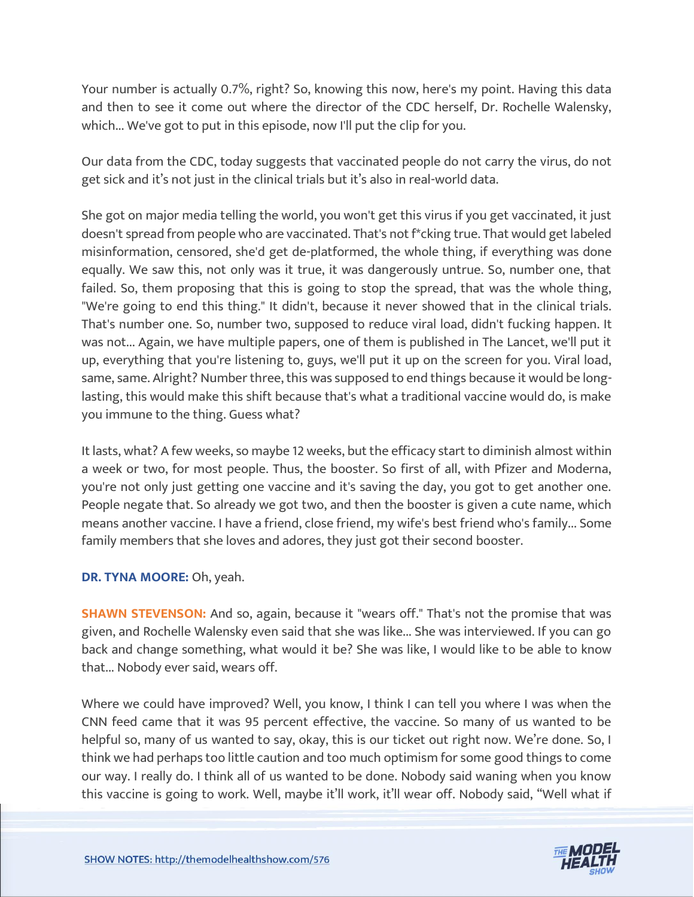Your number is actually 0.7%, right? So, knowing this now, here's my point. Having this data and then to see it come out where the director of the CDC herself, Dr. Rochelle Walensky, which... We've got to put in this episode, now I'll put the clip for you.

Our data from the CDC, today suggests that vaccinated people do not carry the virus, do not get sick and it's not just in the clinical trials but it's also in real-world data.

She got on major media telling the world, you won't get this virus if you get vaccinated, it just doesn't spread from people who are vaccinated. That's not f*cking true. That would get labeled misinformation, censored, she'd get de-platformed, the whole thing, if everything was done equally. We saw this, not only was it true, it was dangerously untrue. So, number one, that failed. So, them proposing that this is going to stop the spread, that was the whole thing, "We're going to end this thing." It didn't, because it never showed that in the clinical trials. That's number one. So, number two, supposed to reduce viral load, didn't fucking happen. It was not... Again, we have multiple papers, one of them is published in The Lancet, we'll put it up, everything that you're listening to, guys, we'll put it up on the screen for you. Viral load, same, same. Alright? Number three, this was supposed to end things because it would be long-lasting, this would make this shift because that's what a traditional vaccine would do, is make you immune to the thing. Guess what?

It lasts, what? A few weeks, so maybe 12 weeks, but the efficacy start to diminish almost within a week or two, for most people. Thus, the booster. So first of all, with Pfizer and Moderna, you're not only just getting one vaccine and it's saving the day, you got to get another one. People negate that. So already we got two, and then the booster is given a cute name, which means another vaccine. I have a friend, close friend, my wife's best friend who's family... Some family members that she loves and adores, they just got their second booster.

**DR. TYNA MOORE:** Oh, yeah.

**SHAWN STEVENSON:** And so, again, because it "wears off." That's not the promise that was given, and Rochelle Walensky even said that she was like... She was interviewed. If you can go back and change something, what would it be? She was like, I would like to be able to know that... Nobody ever said, wears off.

Where we could have improved? Well, you know, I think I can tell you where I was when the CNN feed came that it was 95 percent effective, the vaccine. So many of us wanted to be helpful so, many of us wanted to say, okay, this is our ticket out right now. We're done. So, I think we had perhaps too little caution and too much optimism for some good things to come our way. I really do. I think all of us wanted to be done. Nobody said waning when you know this vaccine is going to work. Well, maybe it'll work, it'll wear off. Nobody said, "Well what if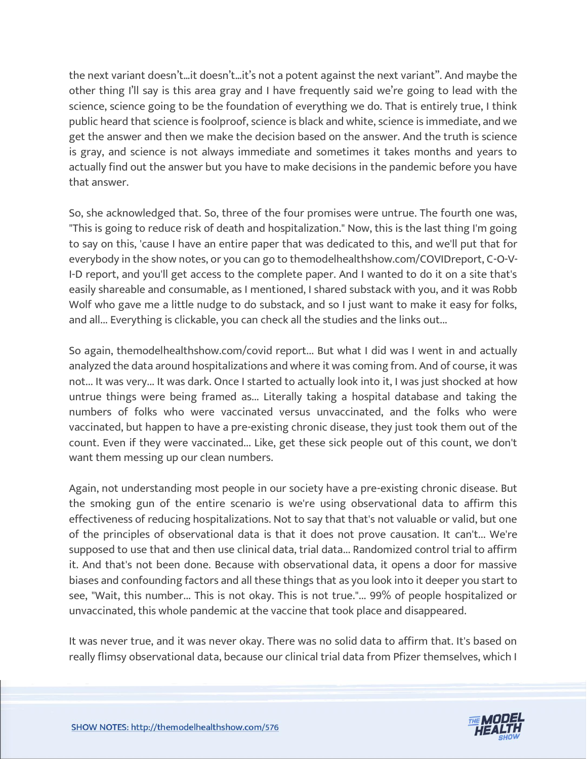the next variant doesn't...it doesn't...it's not a potent against the next variant". And maybe the other thing I'll say is this area gray and I have frequently said we're going to lead with the science, science going to be the foundation of everything we do. That is entirely true, I think public heard that science is foolproof, science is black and white, science is immediate, and we get the answer and then we make the decision based on the answer. And the truth is science is gray, and science is not always immediate and sometimes it takes months and years to actually find out the answer but you have to make decisions in the pandemic before you have that answer.

So, she acknowledged that. So, three of the four promises were untrue. The fourth one was, "This is going to reduce risk of death and hospitalization." Now, this is the last thing I'm going to say on this, 'cause I have an entire paper that was dedicated to this, and we'll put that for everybody in the show notes, or you can go to themodelhealthshow.com/COVIDreport, C-O-V-I-D report, and you'll get access to the complete paper. And I wanted to do it on a site that's easily shareable and consumable, as I mentioned, I shared substack with you, and it was Robb Wolf who gave me a little nudge to do substack, and so I just want to make it easy for folks, and all... Everything is clickable, you can check all the studies and the links out...

So again, themodelhealthshow.com/covid report... But what I did was I went in and actually analyzed the data around hospitalizations and where it was coming from. And of course, it was not... It was very... It was dark. Once I started to actually look into it, I was just shocked at how untrue things were being framed as... Literally taking a hospital database and taking the numbers of folks who were vaccinated versus unvaccinated, and the folks who were vaccinated, but happen to have a pre-existing chronic disease, they just took them out of the count. Even if they were vaccinated... Like, get these sick people out of this count, we don't want them messing up our clean numbers.

Again, not understanding most people in our society have a pre-existing chronic disease. But the smoking gun of the entire scenario is we're using observational data to affirm this effectiveness of reducing hospitalizations. Not to say that that's not valuable or valid, but one of the principles of observational data is that it does not prove causation. It can't... We're supposed to use that and then use clinical data, trial data... Randomized control trial to affirm it. And that's not been done. Because with observational data, it opens a door for massive biases and confounding factors and all these things that as you look into it deeper you start to see, "Wait, this number... This is not okay. This is not true."... 99% of people hospitalized or unvaccinated, this whole pandemic at the vaccine that took place and disappeared.

It was never true, and it was never okay. There was no solid data to affirm that. It's based on really flimsy observational data, because our clinical trial data from Pfizer themselves, which I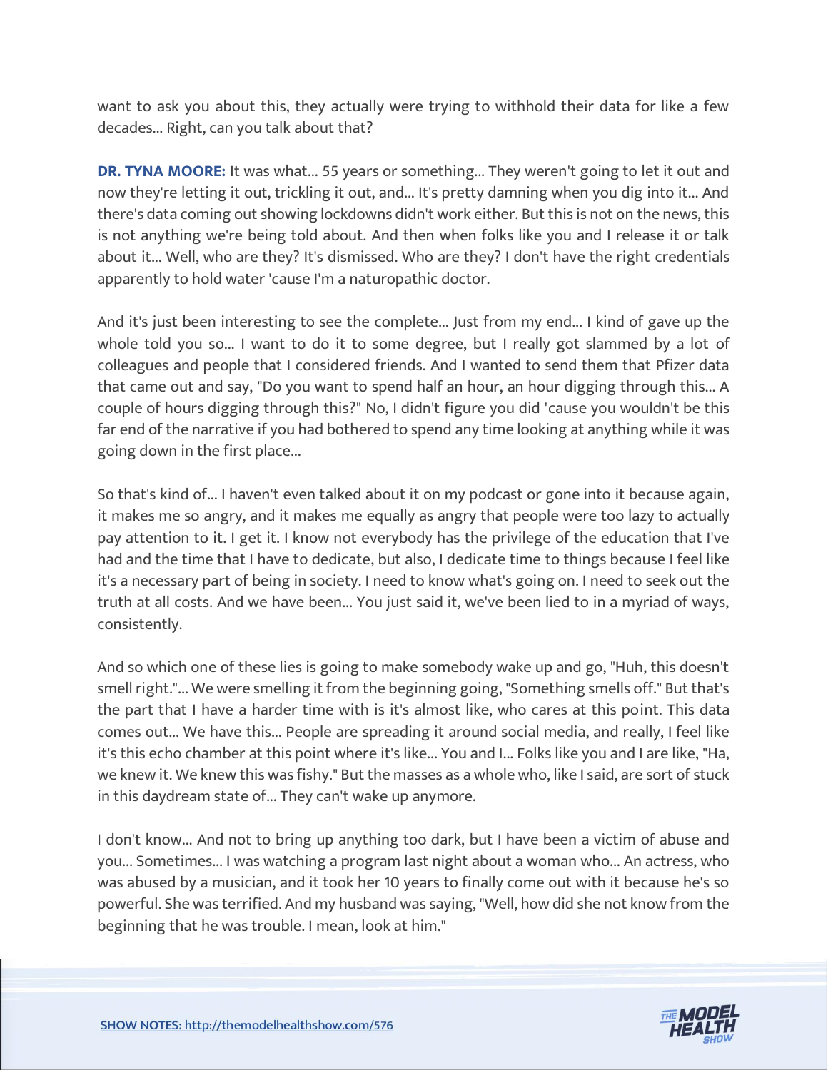want to ask you about this, they actually were trying to withhold their data for like a few decades... Right, can you talk about that?

**DR. TYNA MOORE:** It was what... 55 years or something... They weren't going to let it out and now they're letting it out, trickling it out, and... It's pretty damning when you dig into it... And there's data coming out showing lockdowns didn't work either. But this is not on the news, this is not anything we're being told about. And then when folks like you and I release it or talk about it... Well, who are they? It's dismissed. Who are they? I don't have the right credentials apparently to hold water 'cause I'm a naturopathic doctor.

And it's just been interesting to see the complete... Just from my end... I kind of gave up the whole told you so... I want to do it to some degree, but I really got slammed by a lot of colleagues and people that I considered friends. And I wanted to send them that Pfizer data that came out and say, "Do you want to spend half an hour, an hour digging through this... A couple of hours digging through this?" No, I didn't figure you did 'cause you wouldn't be this far end of the narrative if you had bothered to spend any time looking at anything while it was going down in the first place...

So that's kind of... I haven't even talked about it on my podcast or gone into it because again, it makes me so angry, and it makes me equally as angry that people were too lazy to actually pay attention to it. I get it. I know not everybody has the privilege of the education that I've had and the time that I have to dedicate, but also, I dedicate time to things because I feel like it's a necessary part of being in society. I need to know what's going on. I need to seek out the truth at all costs. And we have been... You just said it, we've been lied to in a myriad of ways, consistently.

And so which one of these lies is going to make somebody wake up and go, "Huh, this doesn't smell right."... We were smelling it from the beginning going, "Something smells off." But that's the part that I have a harder time with is it's almost like, who cares at this point. This data comes out... We have this... People are spreading it around social media, and really, I feel like it's this echo chamber at this point where it's like... You and I... Folks like you and I are like, "Ha, we knew it. We knew this was fishy." But the masses as a whole who, like I said, are sort of stuck in this daydream state of... They can't wake up anymore.

I don't know... And not to bring up anything too dark, but I have been a victim of abuse and you... Sometimes... I was watching a program last night about a woman who... An actress, who was abused by a musician, and it took her 10 years to finally come out with it because he's so powerful. She was terrified. And my husband was saying, "Well, how did she not know from the beginning that he was trouble. I mean, look at him."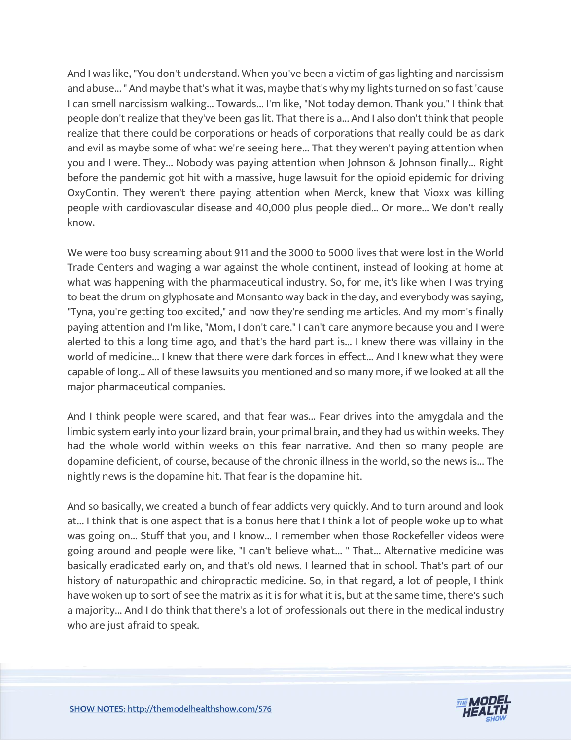And I was like, "You don't understand. When you've been a victim of gas lighting and narcissism and abuse... " And maybe that's what it was, maybe that's why my lights turned on so fast 'cause I can smell narcissism walking... Towards... I'm like, "Not today demon. Thank you." I think that people don't realize that they've been gas lit. That there is a... And I also don't think that people realize that there could be corporations or heads of corporations that really could be as dark and evil as maybe some of what we're seeing here... That they weren't paying attention when you and I were. They... Nobody was paying attention when Johnson & Johnson finally... Right before the pandemic got hit with a massive, huge lawsuit for the opioid epidemic for driving OxyContin. They weren't there paying attention when Merck, knew that Vioxx was killing people with cardiovascular disease and 40,000 plus people died... Or more... We don't really know.

We were too busy screaming about 911 and the 3000 to 5000 lives that were lost in the World Trade Centers and waging a war against the whole continent, instead of looking at home at what was happening with the pharmaceutical industry. So, for me, it's like when I was trying to beat the drum on glyphosate and Monsanto way back in the day, and everybody was saying, "Tyna, you're getting too excited," and now they're sending me articles. And my mom's finally paying attention and I'm like, "Mom, I don't care." I can't care anymore because you and I were alerted to this a long time ago, and that's the hard part is... I knew there was villainy in the world of medicine... I knew that there were dark forces in effect... And I knew what they were capable of long... All of these lawsuits you mentioned and so many more, if we looked at all the major pharmaceutical companies.

And I think people were scared, and that fear was... Fear drives into the amygdala and the limbic system early into your lizard brain, your primal brain, and they had us within weeks. They had the whole world within weeks on this fear narrative. And then so many people are dopamine deficient, of course, because of the chronic illness in the world, so the news is... The nightly news is the dopamine hit. That fear is the dopamine hit.

And so basically, we created a bunch of fear addicts very quickly. And to turn around and look at... I think that is one aspect that is a bonus here that I think a lot of people woke up to what was going on... Stuff that you, and I know... I remember when those Rockefeller videos were going around and people were like, "I can't believe what... " That... Alternative medicine was basically eradicated early on, and that's old news. I learned that in school. That's part of our history of naturopathic and chiropractic medicine. So, in that regard, a lot of people, I think have woken up to sort of see the matrix as it is for what it is, but at the same time, there's such a majority... And I do think that there's a lot of professionals out there in the medical industry who are just afraid to speak.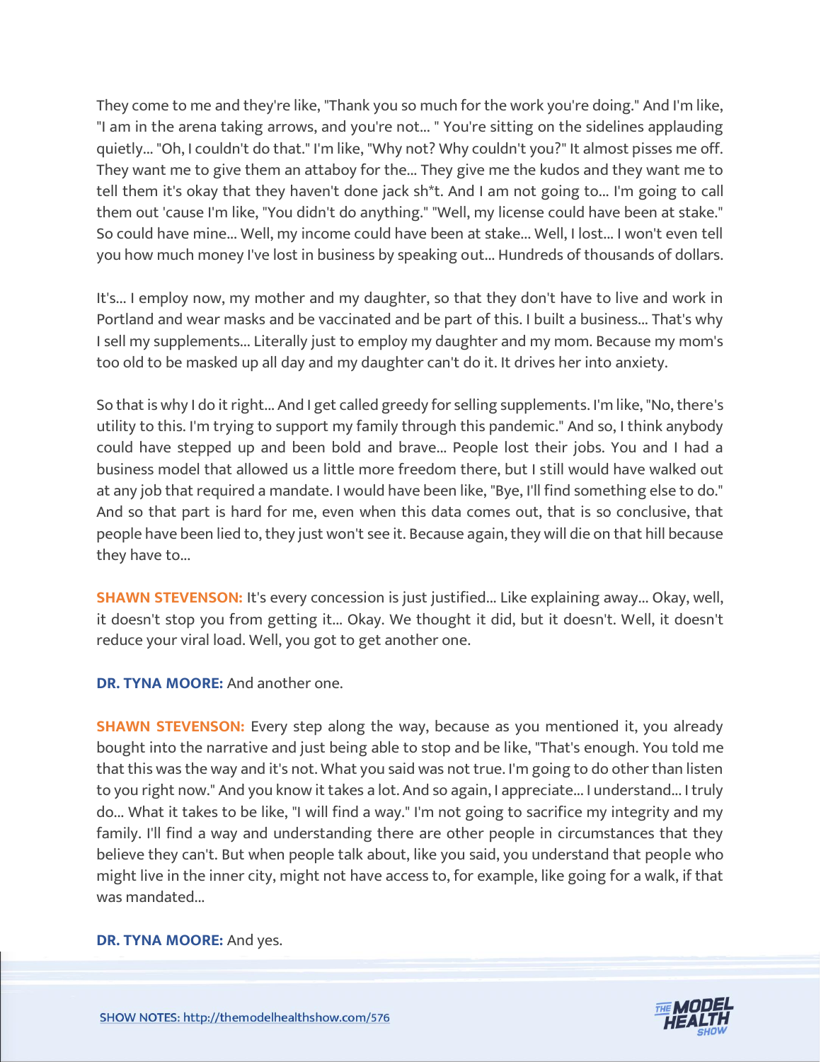They come to me and they're like, "Thank you so much for the work you're doing." And I'm like, "I am in the arena taking arrows, and you're not... " You're sitting on the sidelines applauding quietly... "Oh, I couldn't do that." I'm like, "Why not? Why couldn't you?" It almost pisses me off. They want me to give them an attaboy for the... They give me the kudos and they want me to tell them it's okay that they haven't done jack sh*t. And I am not going to... I'm going to call them out 'cause I'm like, "You didn't do anything." "Well, my license could have been at stake." So could have mine... Well, my income could have been at stake... Well, I lost... I won't even tell you how much money I've lost in business by speaking out... Hundreds of thousands of dollars.

It's... I employ now, my mother and my daughter, so that they don't have to live and work in Portland and wear masks and be vaccinated and be part of this. I built a business... That's why I sell my supplements... Literally just to employ my daughter and my mom. Because my mom's too old to be masked up all day and my daughter can't do it. It drives her into anxiety.

So that is why I do it right... And I get called greedy for selling supplements. I'm like, "No, there's utility to this. I'm trying to support my family through this pandemic." And so, I think anybody could have stepped up and been bold and brave... People lost their jobs. You and I had a business model that allowed us a little more freedom there, but I still would have walked out at any job that required a mandate. I would have been like, "Bye, I'll find something else to do." And so that part is hard for me, even when this data comes out, that is so conclusive, that people have been lied to, they just won't see it. Because again, they will die on that hill because they have to...

**SHAWN STEVENSON:** It's every concession is just justified... Like explaining away... Okay, well, it doesn't stop you from getting it... Okay. We thought it did, but it doesn't. Well, it doesn't reduce your viral load. Well, you got to get another one.

**DR. TYNA MOORE:** And another one.

**SHAWN STEVENSON:** Every step along the way, because as you mentioned it, you already bought into the narrative and just being able to stop and be like, "That's enough. You told me that this was the way and it's not. What you said was not true. I'm going to do other than listen to you right now." And you know it takes a lot. And so again, I appreciate... I understand... I truly do... What it takes to be like, "I will find a way." I'm not going to sacrifice my integrity and my family. I'll find a way and understanding there are other people in circumstances that they believe they can't. But when people talk about, like you said, you understand that people who might live in the inner city, might not have access to, for example, like going for a walk, if that was mandated...

**DR. TYNA MOORE:** And yes.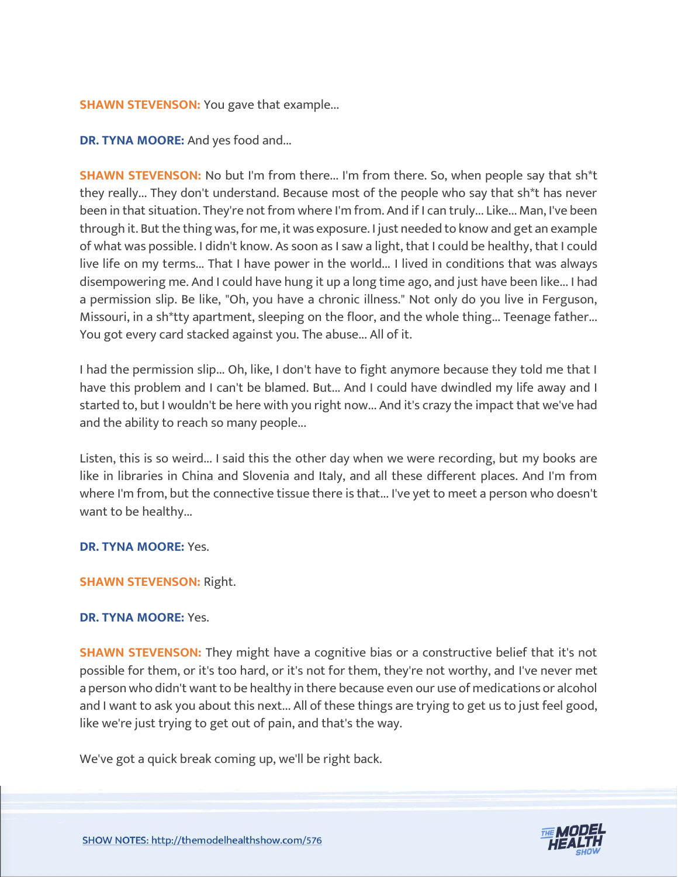**SHAWN STEVENSON:** You gave that example...

**DR. TYNA MOORE:** And yes food and...

**SHAWN STEVENSON:** No but I'm from there... I'm from there. So, when people say that sh*t they really... They don't understand. Because most of the people who say that sh*t has never been in that situation. They're not from where I'm from. And if I can truly... Like... Man, I've been through it. But the thing was, for me, it was exposure. I just needed to know and get an example of what was possible. I didn't know. As soon as I saw a light, that I could be healthy, that I could live life on my terms... That I have power in the world... I lived in conditions that was always disempowering me. And I could have hung it up a long time ago, and just have been like... I had a permission slip. Be like, "Oh, you have a chronic illness." Not only do you live in Ferguson, Missouri, in a sh*tty apartment, sleeping on the floor, and the whole thing... Teenage father... You got every card stacked against you. The abuse... All of it.

I had the permission slip... Oh, like, I don't have to fight anymore because they told me that I have this problem and I can't be blamed. But... And I could have dwindled my life away and I started to, but I wouldn't be here with you right now... And it's crazy the impact that we've had and the ability to reach so many people...

Listen, this is so weird... I said this the other day when we were recording, but my books are like in libraries in China and Slovenia and Italy, and all these different places. And I'm from where I'm from, but the connective tissue there is that... I've yet to meet a person who doesn't want to be healthy...

**DR. TYNA MOORE:** Yes.

**SHAWN STEVENSON:** Right.

**DR. TYNA MOORE:** Yes.

**SHAWN STEVENSON:** They might have a cognitive bias or a constructive belief that it's not possible for them, or it's too hard, or it's not for them, they're not worthy, and I've never met a person who didn't want to be healthy in there because even our use of medications or alcohol and I want to ask you about this next... All of these things are trying to get us to just feel good, like we're just trying to get out of pain, and that's the way.

We've got a quick break coming up, we'll be right back.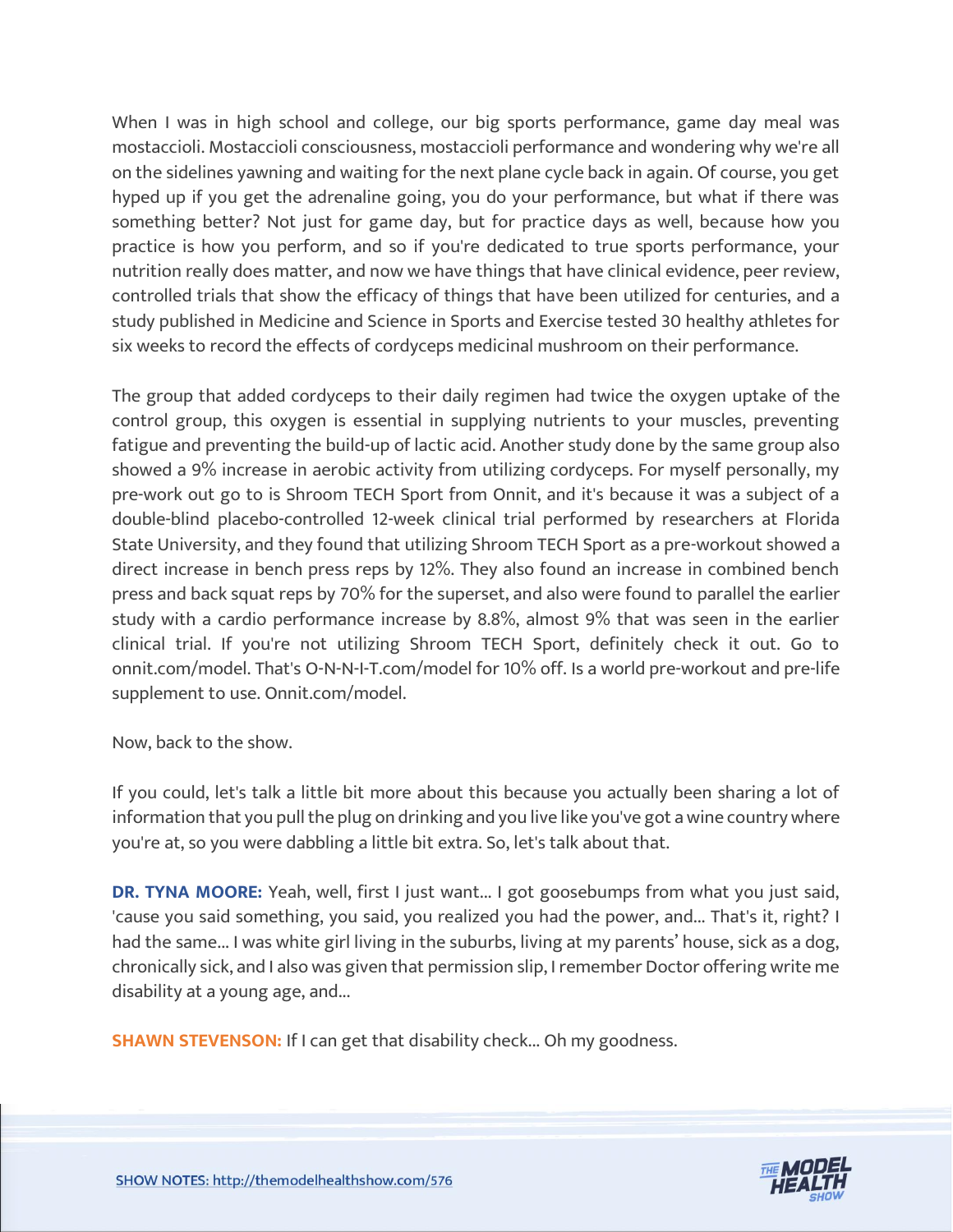When I was in high school and college, our big sports performance, game day meal was mostaccioli. Mostaccioli consciousness, mostaccioli performance and wondering why we're all on the sidelines yawning and waiting for the next plane cycle back in again. Of course, you get hyped up if you get the adrenaline going, you do your performance, but what if there was something better? Not just for game day, but for practice days as well, because how you practice is how you perform, and so if you're dedicated to true sports performance, your nutrition really does matter, and now we have things that have clinical evidence, peer review, controlled trials that show the efficacy of things that have been utilized for centuries, and a study published in Medicine and Science in Sports and Exercise tested 30 healthy athletes for six weeks to record the effects of cordyceps medicinal mushroom on their performance.

The group that added cordyceps to their daily regimen had twice the oxygen uptake of the control group, this oxygen is essential in supplying nutrients to your muscles, preventing fatigue and preventing the build-up of lactic acid. Another study done by the same group also showed a 9% increase in aerobic activity from utilizing cordyceps. For myself personally, my pre-work out go to is Shroom TECH Sport from Onnit, and it's because it was a subject of a double-blind placebo-controlled 12-week clinical trial performed by researchers at Florida State University, and they found that utilizing Shroom TECH Sport as a pre-workout showed a direct increase in bench press reps by 12%. They also found an increase in combined bench press and back squat reps by 70% for the superset, and also were found to parallel the earlier study with a cardio performance increase by 8.8%, almost 9% that was seen in the earlier clinical trial. If you're not utilizing Shroom TECH Sport, definitely check it out. Go to onnit.com/model. That's O-N-N-I-T.com/model for 10% off. Is a world pre-workout and pre-life supplement to use. Onnit.com/model.

Now, back to the show.

If you could, let's talk a little bit more about this because you actually been sharing a lot of information that you pull the plug on drinking and you live like you've got a wine country where you're at, so you were dabbling a little bit extra. So, let's talk about that.

**DR. TYNA MOORE:** Yeah, well, first I just want... I got goosebumps from what you just said, 'cause you said something, you said, you realized you had the power, and... That's it, right? I had the same... I was white girl living in the suburbs, living at my parents' house, sick as a dog, chronically sick, and I also was given that permission slip, I remember Doctor offering write me disability at a young age, and...

**SHAWN STEVENSON:** If I can get that disability check... Oh my goodness.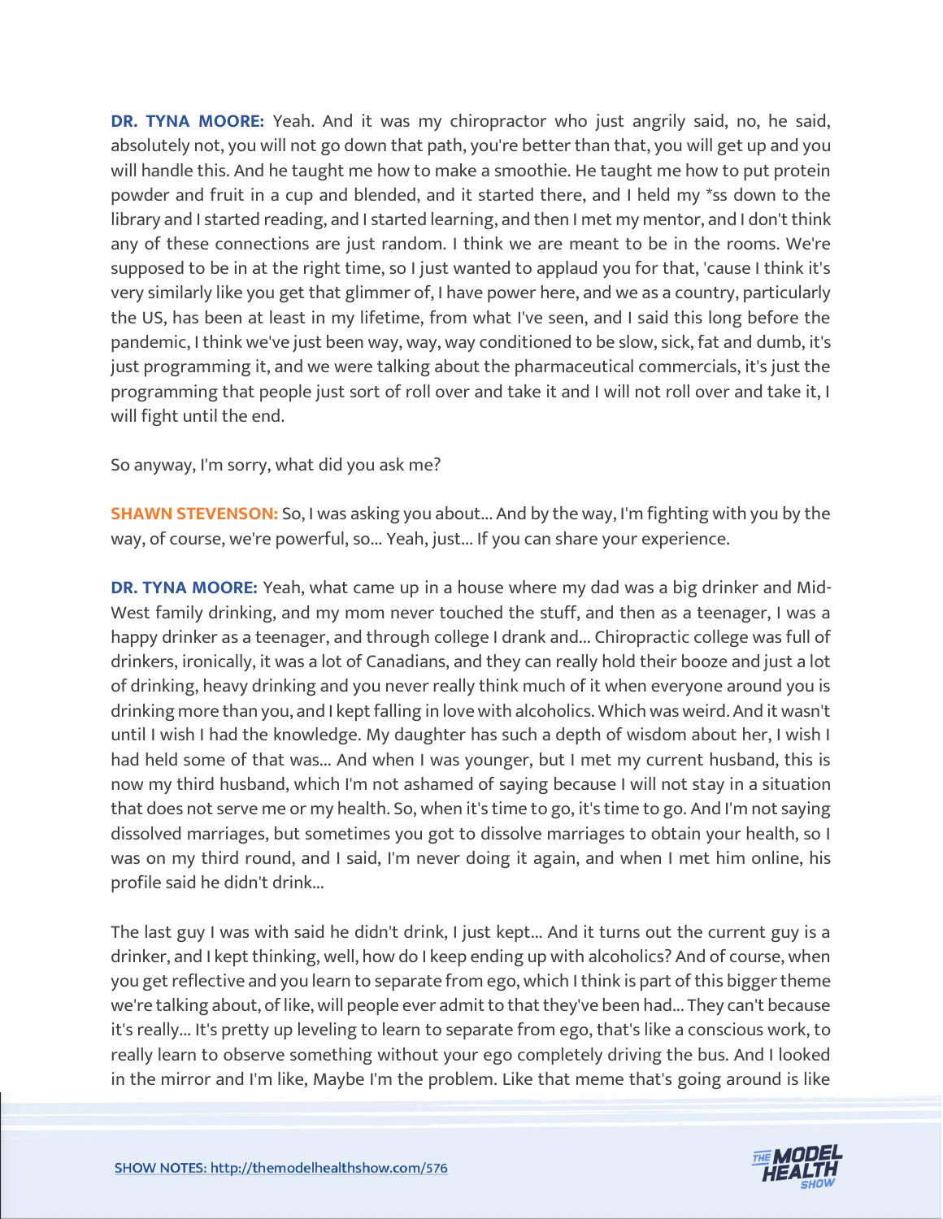**DR. TYNA MOORE:** Yeah. And it was my chiropractor who just angrily said, no, he said, absolutely not, you will not go down that path, you're better than that, you will get up and you will handle this. And he taught me how to make a smoothie. He taught me how to put protein powder and fruit in a cup and blended, and it started there, and I held my *ss down to the library and I started reading, and I started learning, and then I met my mentor, and I don't think any of these connections are just random. I think we are meant to be in the rooms. We're supposed to be in at the right time, so I just wanted to applaud you for that, 'cause I think it's very similarly like you get that glimmer of, I have power here, and we as a country, particularly the US, has been at least in my lifetime, from what I've seen, and I said this long before the pandemic, I think we've just been way, way, way conditioned to be slow, sick, fat and dumb, it's just programming it, and we were talking about the pharmaceutical commercials, it's just the programming that people just sort of roll over and take it and I will not roll over and take it, I will fight until the end.

So anyway, I'm sorry, what did you ask me?

**SHAWN STEVENSON:** So, I was asking you about... And by the way, I'm fighting with you by the way, of course, we're powerful, so... Yeah, just... If you can share your experience.

**DR. TYNA MOORE:** Yeah, what came up in a house where my dad was a big drinker and Mid-West family drinking, and my mom never touched the stuff, and then as a teenager, I was a happy drinker as a teenager, and through college I drank and... Chiropractic college was full of drinkers, ironically, it was a lot of Canadians, and they can really hold their booze and just a lot of drinking, heavy drinking and you never really think much of it when everyone around you is drinking more than you, and I kept falling in love with alcoholics. Which was weird. And it wasn't until I wish I had the knowledge. My daughter has such a depth of wisdom about her, I wish I had held some of that was... And when I was younger, but I met my current husband, this is now my third husband, which I'm not ashamed of saying because I will not stay in a situation that does not serve me or my health. So, when it's time to go, it's time to go. And I'm not saying dissolved marriages, but sometimes you got to dissolve marriages to obtain your health, so I was on my third round, and I said, I'm never doing it again, and when I met him online, his profile said he didn't drink...

The last guy I was with said he didn't drink, I just kept... And it turns out the current guy is a drinker, and I kept thinking, well, how do I keep ending up with alcoholics? And of course, when you get reflective and you learn to separate from ego, which I think is part of this bigger theme we're talking about, of like, will people ever admit to that they've been had... They can't because it's really... It's pretty up leveling to learn to separate from ego, that's like a conscious work, to really learn to observe something without your ego completely driving the bus. And I looked in the mirror and I'm like, Maybe I'm the problem. Like that meme that's going around is like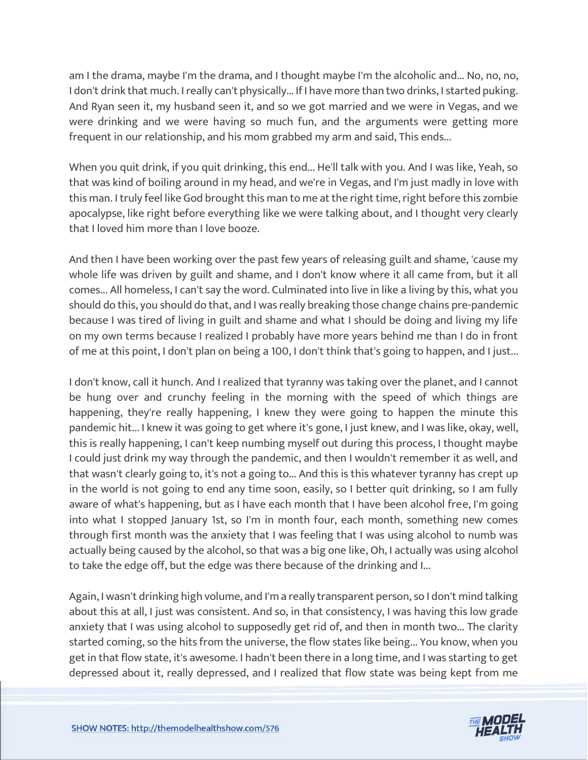am I the drama, maybe I'm the drama, and I thought maybe I'm the alcoholic and... No, no, no, I don't drink that much. I really can't physically... If I have more than two drinks, I started puking. And Ryan seen it, my husband seen it, and so we got married and we were in Vegas, and we were drinking and we were having so much fun, and the arguments were getting more frequent in our relationship, and his mom grabbed my arm and said, This ends...

When you quit drink, if you quit drinking, this end... He'll talk with you. And I was like, Yeah, so that was kind of boiling around in my head, and we're in Vegas, and I'm just madly in love with this man. I truly feel like God brought this man to me at the right time, right before this zombie apocalypse, like right before everything like we were talking about, and I thought very clearly that I loved him more than I love booze.

And then I have been working over the past few years of releasing guilt and shame, 'cause my whole life was driven by guilt and shame, and I don't know where it all came from, but it all comes... All homeless, I can't say the word. Culminated into live in like a living by this, what you should do this, you should do that, and I was really breaking those change chains pre-pandemic because I was tired of living in guilt and shame and what I should be doing and living my life on my own terms because I realized I probably have more years behind me than I do in front of me at this point, I don't plan on being a 100, I don't think that's going to happen, and I just...

I don't know, call it hunch. And I realized that tyranny was taking over the planet, and I cannot be hung over and crunchy feeling in the morning with the speed of which things are happening, they're really happening, I knew they were going to happen the minute this pandemic hit... I knew it was going to get where it's gone, I just knew, and I was like, okay, well, this is really happening, I can't keep numbing myself out during this process, I thought maybe I could just drink my way through the pandemic, and then I wouldn't remember it as well, and that wasn't clearly going to, it's not a going to... And this is this whatever tyranny has crept up in the world is not going to end any time soon, easily, so I better quit drinking, so I am fully aware of what's happening, but as I have each month that I have been alcohol free, I'm going into what I stopped January 1st, so I'm in month four, each month, something new comes through first month was the anxiety that I was feeling that I was using alcohol to numb was actually being caused by the alcohol, so that was a big one like, Oh, I actually was using alcohol to take the edge off, but the edge was there because of the drinking and I...

Again, I wasn't drinking high volume, and I'm a really transparent person, so I don't mind talking about this at all, I just was consistent. And so, in that consistency, I was having this low grade anxiety that I was using alcohol to supposedly get rid of, and then in month two... The clarity started coming, so the hits from the universe, the flow states like being... You know, when you get in that flow state, it's awesome. I hadn't been there in a long time, and I was starting to get depressed about it, really depressed, and I realized that flow state was being kept from me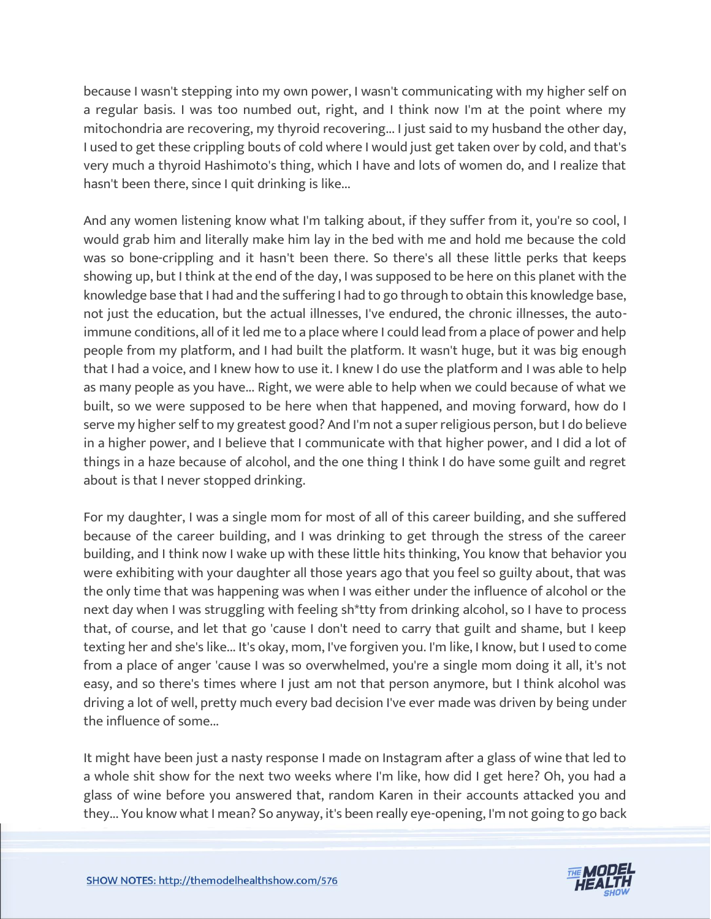because I wasn't stepping into my own power, I wasn't communicating with my higher self on a regular basis. I was too numbed out, right, and I think now I'm at the point where my mitochondria are recovering, my thyroid recovering... I just said to my husband the other day, I used to get these crippling bouts of cold where I would just get taken over by cold, and that's very much a thyroid Hashimoto's thing, which I have and lots of women do, and I realize that hasn't been there, since I quit drinking is like...

And any women listening know what I'm talking about, if they suffer from it, you're so cool, I would grab him and literally make him lay in the bed with me and hold me because the cold was so bone-crippling and it hasn't been there. So there's all these little perks that keeps showing up, but I think at the end of the day, I was supposed to be here on this planet with the knowledge base that I had and the suffering I had to go through to obtain this knowledge base, not just the education, but the actual illnesses, I've endured, the chronic illnesses, the auto-immune conditions, all of it led me to a place where I could lead from a place of power and help people from my platform, and I had built the platform. It wasn't huge, but it was big enough that I had a voice, and I knew how to use it. I knew I do use the platform and I was able to help as many people as you have... Right, we were able to help when we could because of what we built, so we were supposed to be here when that happened, and moving forward, how do I serve my higher self to my greatest good? And I'm not a super religious person, but I do believe in a higher power, and I believe that I communicate with that higher power, and I did a lot of things in a haze because of alcohol, and the one thing I think I do have some guilt and regret about is that I never stopped drinking.

For my daughter, I was a single mom for most of all of this career building, and she suffered because of the career building, and I was drinking to get through the stress of the career building, and I think now I wake up with these little hits thinking, You know that behavior you were exhibiting with your daughter all those years ago that you feel so guilty about, that was the only time that was happening was when I was either under the influence of alcohol or the next day when I was struggling with feeling sh*tty from drinking alcohol, so I have to process that, of course, and let that go 'cause I don't need to carry that guilt and shame, but I keep texting her and she's like... It's okay, mom, I've forgiven you. I'm like, I know, but I used to come from a place of anger 'cause I was so overwhelmed, you're a single mom doing it all, it's not easy, and so there's times where I just am not that person anymore, but I think alcohol was driving a lot of well, pretty much every bad decision I've ever made was driven by being under the influence of some...

It might have been just a nasty response I made on Instagram after a glass of wine that led to a whole shit show for the next two weeks where I'm like, how did I get here? Oh, you had a glass of wine before you answered that, random Karen in their accounts attacked you and they... You know what I mean? So anyway, it's been really eye-opening, I'm not going to go back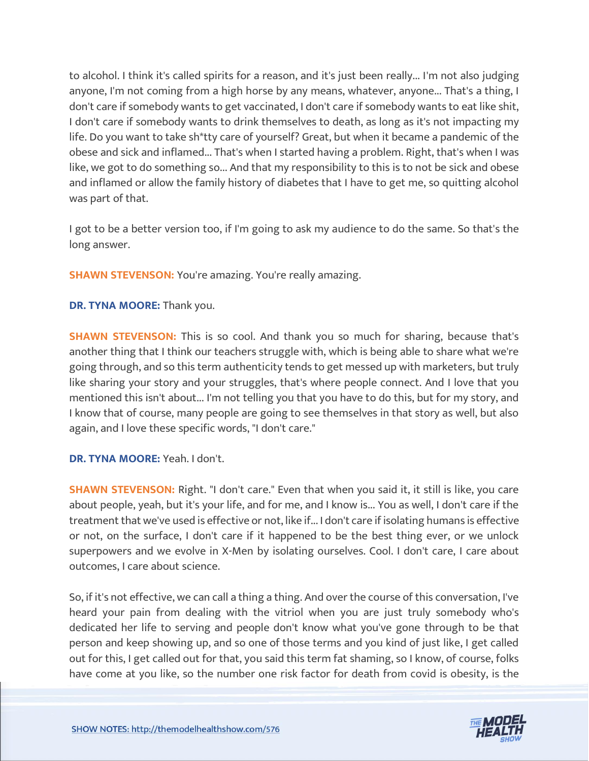to alcohol. I think it's called spirits for a reason, and it's just been really... I'm not also judging anyone, I'm not coming from a high horse by any means, whatever, anyone... That's a thing, I don't care if somebody wants to get vaccinated, I don't care if somebody wants to eat like shit, I don't care if somebody wants to drink themselves to death, as long as it's not impacting my life. Do you want to take sh*tty care of yourself? Great, but when it became a pandemic of the obese and sick and inflamed... That's when I started having a problem. Right, that's when I was like, we got to do something so... And that my responsibility to this is to not be sick and obese and inflamed or allow the family history of diabetes that I have to get me, so quitting alcohol was part of that.

I got to be a better version too, if I'm going to ask my audience to do the same. So that's the long answer.

**SHAWN STEVENSON:** You're amazing. You're really amazing.

**DR. TYNA MOORE:** Thank you.

**SHAWN STEVENSON:** This is so cool. And thank you so much for sharing, because that's another thing that I think our teachers struggle with, which is being able to share what we're going through, and so this term authenticity tends to get messed up with marketers, but truly like sharing your story and your struggles, that's where people connect. And I love that you mentioned this isn't about... I'm not telling you that you have to do this, but for my story, and I know that of course, many people are going to see themselves in that story as well, but also again, and I love these specific words, "I don't care."

**DR. TYNA MOORE:** Yeah. I don't.

**SHAWN STEVENSON:** Right. "I don't care." Even that when you said it, it still is like, you care about people, yeah, but it's your life, and for me, and I know is... You as well, I don't care if the treatment that we've used is effective or not, like if... I don't care if isolating humans is effective or not, on the surface, I don't care if it happened to be the best thing ever, or we unlock superpowers and we evolve in X-Men by isolating ourselves. Cool. I don't care, I care about outcomes, I care about science.

So, if it's not effective, we can call a thing a thing. And over the course of this conversation, I've heard your pain from dealing with the vitriol when you are just truly somebody who's dedicated her life to serving and people don't know what you've gone through to be that person and keep showing up, and so one of those terms and you kind of just like, I get called out for this, I get called out for that, you said this term fat shaming, so I know, of course, folks have come at you like, so the number one risk factor for death from covid is obesity, is the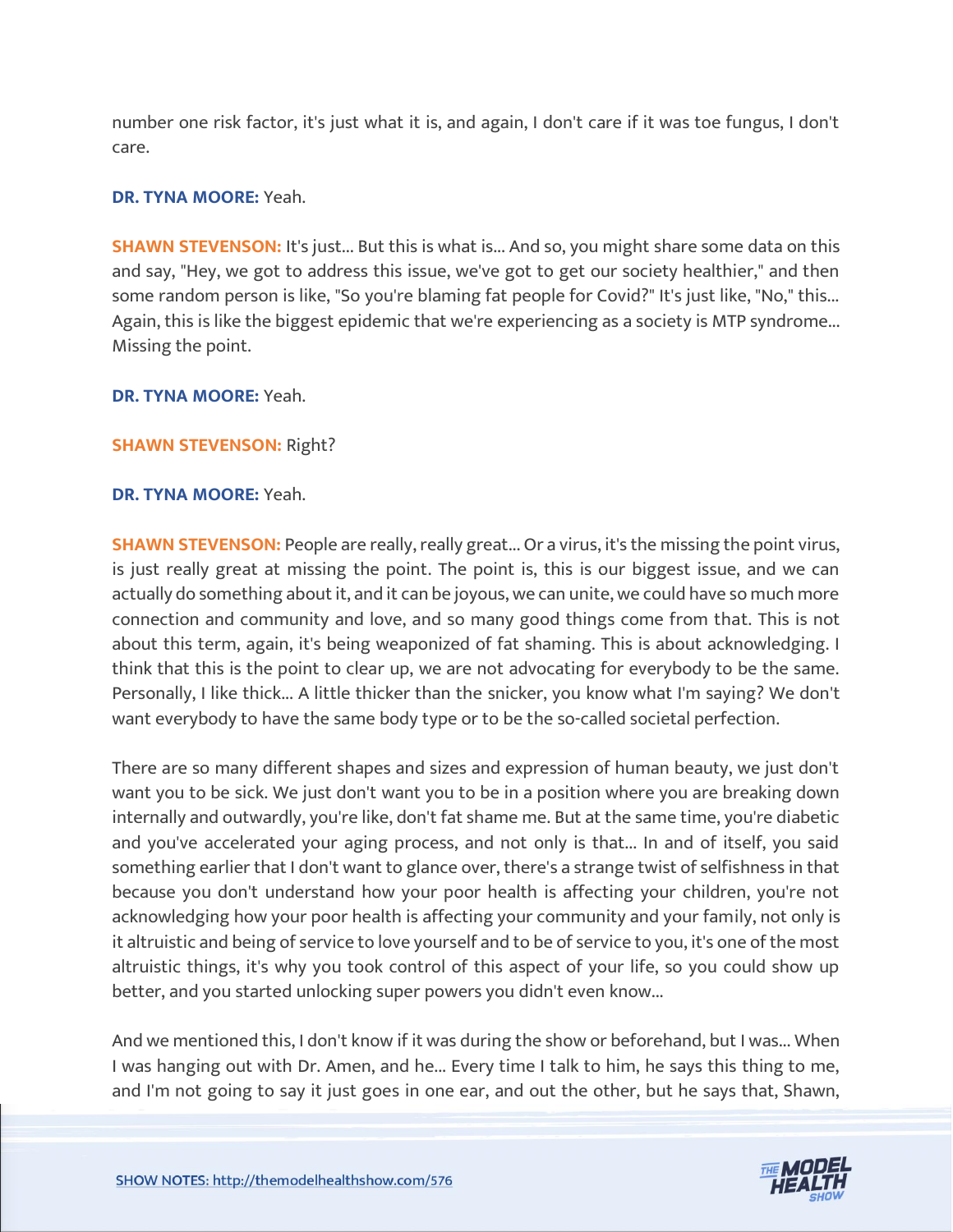number one risk factor, it's just what it is, and again, I don't care if it was toe fungus, I don't care.

**DR. TYNA MOORE:** Yeah.

**SHAWN STEVENSON:** It's just... But this is what is... And so, you might share some data on this and say, "Hey, we got to address this issue, we've got to get our society healthier," and then some random person is like, "So you're blaming fat people for Covid?" It's just like, "No," this... Again, this is like the biggest epidemic that we're experiencing as a society is MTP syndrome... Missing the point.

**DR. TYNA MOORE:** Yeah.

**SHAWN STEVENSON:** Right?

**DR. TYNA MOORE:** Yeah.

**SHAWN STEVENSON:** People are really, really great... Or a virus, it's the missing the point virus, is just really great at missing the point. The point is, this is our biggest issue, and we can actually do something about it, and it can be joyous, we can unite, we could have so much more connection and community and love, and so many good things come from that. This is not about this term, again, it's being weaponized of fat shaming. This is about acknowledging. I think that this is the point to clear up, we are not advocating for everybody to be the same. Personally, I like thick... A little thicker than the snicker, you know what I'm saying? We don't want everybody to have the same body type or to be the so-called societal perfection.

There are so many different shapes and sizes and expression of human beauty, we just don't want you to be sick. We just don't want you to be in a position where you are breaking down internally and outwardly, you're like, don't fat shame me. But at the same time, you're diabetic and you've accelerated your aging process, and not only is that... In and of itself, you said something earlier that I don't want to glance over, there's a strange twist of selfishness in that because you don't understand how your poor health is affecting your children, you're not acknowledging how your poor health is affecting your community and your family, not only is it altruistic and being of service to love yourself and to be of service to you, it's one of the most altruistic things, it's why you took control of this aspect of your life, so you could show up better, and you started unlocking super powers you didn't even know...

And we mentioned this, I don't know if it was during the show or beforehand, but I was... When I was hanging out with Dr. Amen, and he... Every time I talk to him, he says this thing to me, and I'm not going to say it just goes in one ear, and out the other, but he says that, Shawn,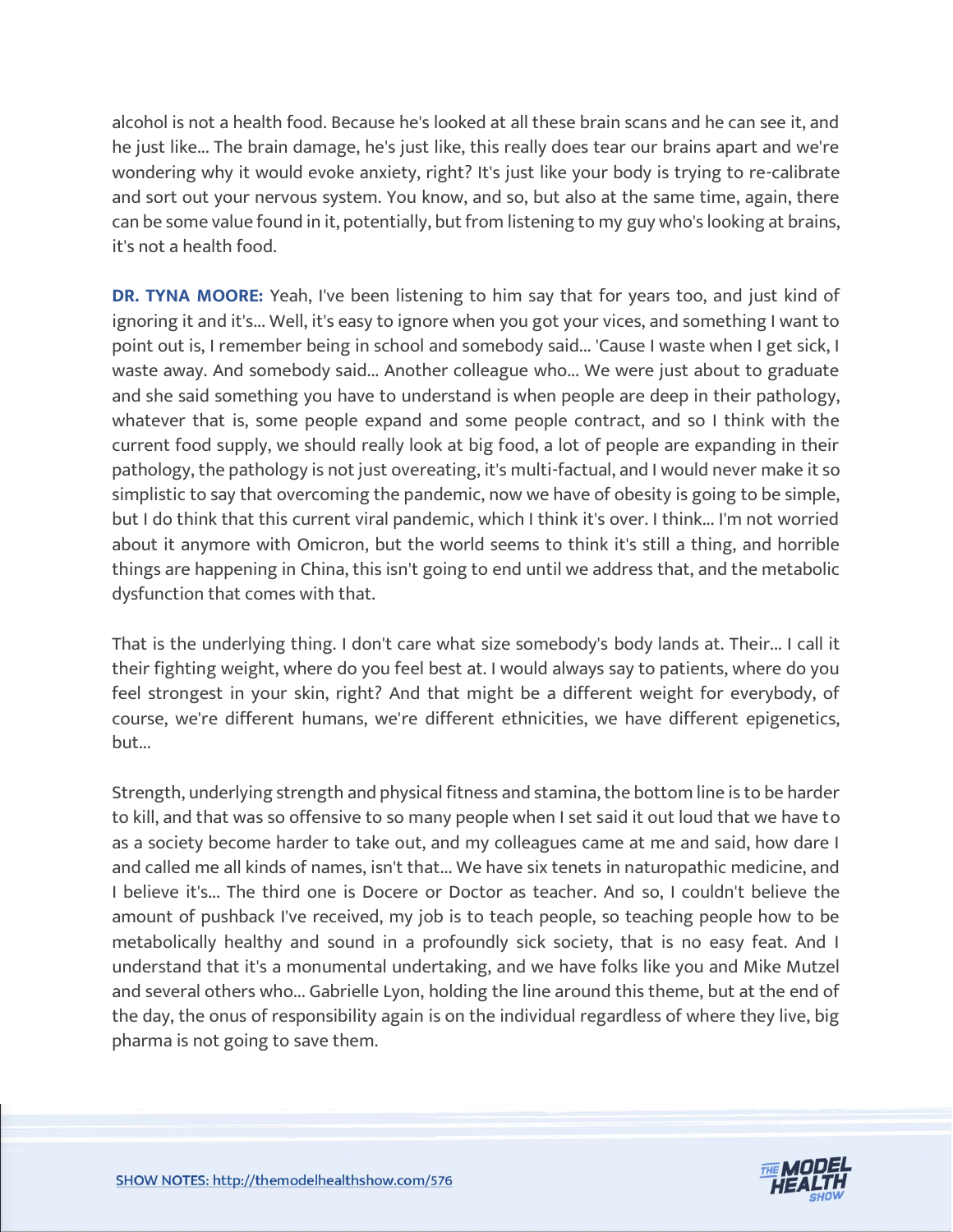alcohol is not a health food. Because he's looked at all these brain scans and he can see it, and he just like... The brain damage, he's just like, this really does tear our brains apart and we're wondering why it would evoke anxiety, right? It's just like your body is trying to re-calibrate and sort out your nervous system. You know, and so, but also at the same time, again, there can be some value found in it, potentially, but from listening to my guy who's looking at brains, it's not a health food.

**DR. TYNA MOORE:** Yeah, I've been listening to him say that for years too, and just kind of ignoring it and it's... Well, it's easy to ignore when you got your vices, and something I want to point out is, I remember being in school and somebody said... 'Cause I waste when I get sick, I waste away. And somebody said... Another colleague who... We were just about to graduate and she said something you have to understand is when people are deep in their pathology, whatever that is, some people expand and some people contract, and so I think with the current food supply, we should really look at big food, a lot of people are expanding in their pathology, the pathology is not just overeating, it's multi-factual, and I would never make it so simplistic to say that overcoming the pandemic, now we have of obesity is going to be simple, but I do think that this current viral pandemic, which I think it's over. I think... I'm not worried about it anymore with Omicron, but the world seems to think it's still a thing, and horrible things are happening in China, this isn't going to end until we address that, and the metabolic dysfunction that comes with that.

That is the underlying thing. I don't care what size somebody's body lands at. Their... I call it their fighting weight, where do you feel best at. I would always say to patients, where do you feel strongest in your skin, right? And that might be a different weight for everybody, of course, we're different humans, we're different ethnicities, we have different epigenetics, but...

Strength, underlying strength and physical fitness and stamina, the bottom line is to be harder to kill, and that was so offensive to so many people when I set said it out loud that we have to as a society become harder to take out, and my colleagues came at me and said, how dare I and called me all kinds of names, isn't that... We have six tenets in naturopathic medicine, and I believe it's... The third one is Docere or Doctor as teacher. And so, I couldn't believe the amount of pushback I've received, my job is to teach people, so teaching people how to be metabolically healthy and sound in a profoundly sick society, that is no easy feat. And I understand that it's a monumental undertaking, and we have folks like you and Mike Mutzel and several others who... Gabrielle Lyon, holding the line around this theme, but at the end of the day, the onus of responsibility again is on the individual regardless of where they live, big pharma is not going to save them.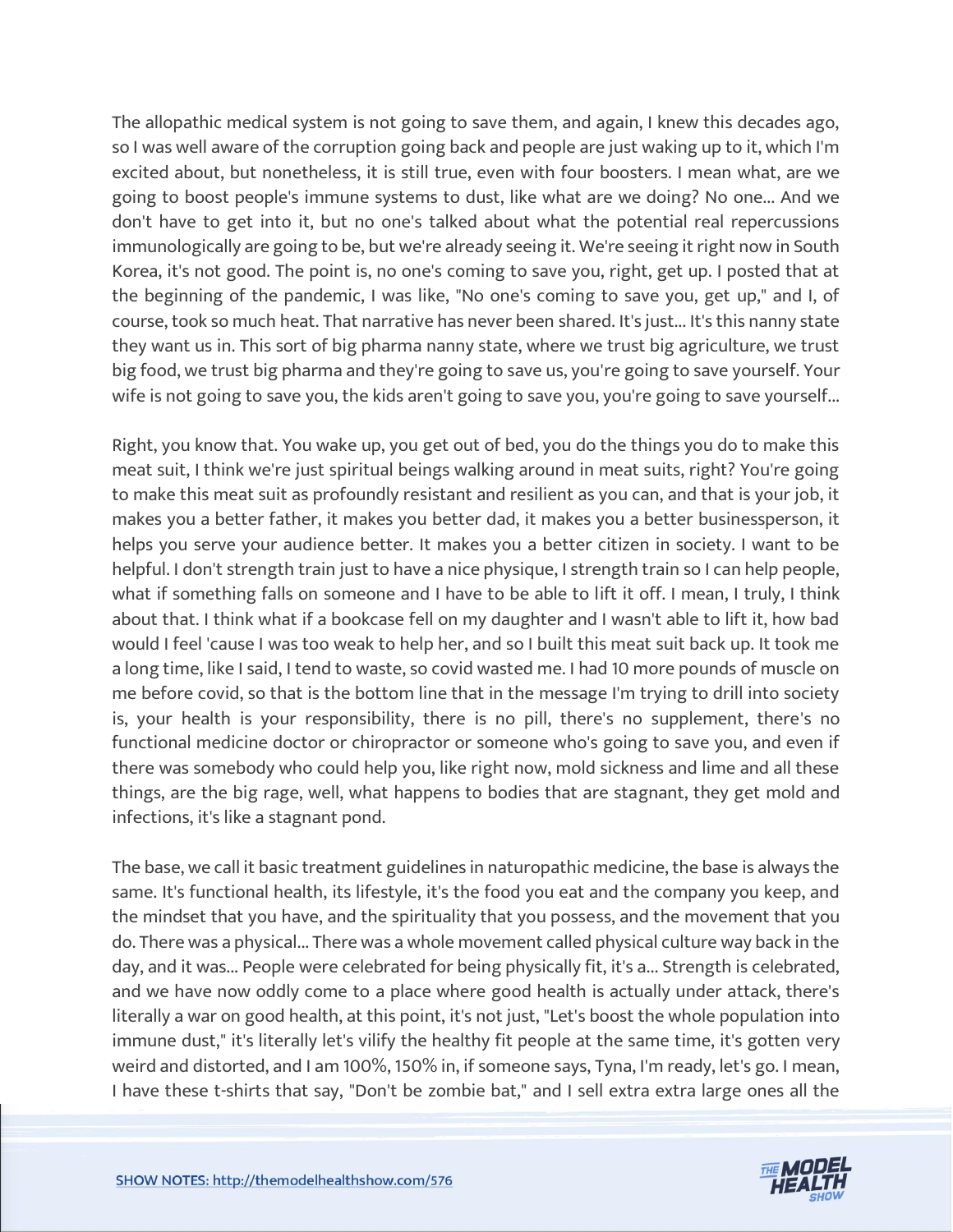The allopathic medical system is not going to save them, and again, I knew this decades ago, so I was well aware of the corruption going back and people are just waking up to it, which I'm excited about, but nonetheless, it is still true, even with four boosters. I mean what, are we going to boost people's immune systems to dust, like what are we doing? No one... And we don't have to get into it, but no one's talked about what the potential real repercussions immunologically are going to be, but we're already seeing it. We're seeing it right now in South Korea, it's not good. The point is, no one's coming to save you, right, get up. I posted that at the beginning of the pandemic, I was like, "No one's coming to save you, get up," and I, of course, took so much heat. That narrative has never been shared. It's just... It's this nanny state they want us in. This sort of big pharma nanny state, where we trust big agriculture, we trust big food, we trust big pharma and they're going to save us, you're going to save yourself. Your wife is not going to save you, the kids aren't going to save you, you're going to save yourself...

Right, you know that. You wake up, you get out of bed, you do the things you do to make this meat suit, I think we're just spiritual beings walking around in meat suits, right? You're going to make this meat suit as profoundly resistant and resilient as you can, and that is your job, it makes you a better father, it makes you better dad, it makes you a better businessperson, it helps you serve your audience better. It makes you a better citizen in society. I want to be helpful. I don't strength train just to have a nice physique, I strength train so I can help people, what if something falls on someone and I have to be able to lift it off. I mean, I truly, I think about that. I think what if a bookcase fell on my daughter and I wasn't able to lift it, how bad would I feel 'cause I was too weak to help her, and so I built this meat suit back up. It took me a long time, like I said, I tend to waste, so covid wasted me. I had 10 more pounds of muscle on me before covid, so that is the bottom line that in the message I'm trying to drill into society is, your health is your responsibility, there is no pill, there's no supplement, there's no functional medicine doctor or chiropractor or someone who's going to save you, and even if there was somebody who could help you, like right now, mold sickness and lime and all these things, are the big rage, well, what happens to bodies that are stagnant, they get mold and infections, it's like a stagnant pond.

The base, we call it basic treatment guidelines in naturopathic medicine, the base is always the same. It's functional health, its lifestyle, it's the food you eat and the company you keep, and the mindset that you have, and the spirituality that you possess, and the movement that you do. There was a physical... There was a whole movement called physical culture way back in the day, and it was... People were celebrated for being physically fit, it's a... Strength is celebrated, and we have now oddly come to a place where good health is actually under attack, there's literally a war on good health, at this point, it's not just, "Let's boost the whole population into immune dust," it's literally let's vilify the healthy fit people at the same time, it's gotten very weird and distorted, and I am 100%, 150% in, if someone says, Tyna, I'm ready, let's go. I mean, I have these t-shirts that say, "Don't be zombie bat," and I sell extra extra large ones all the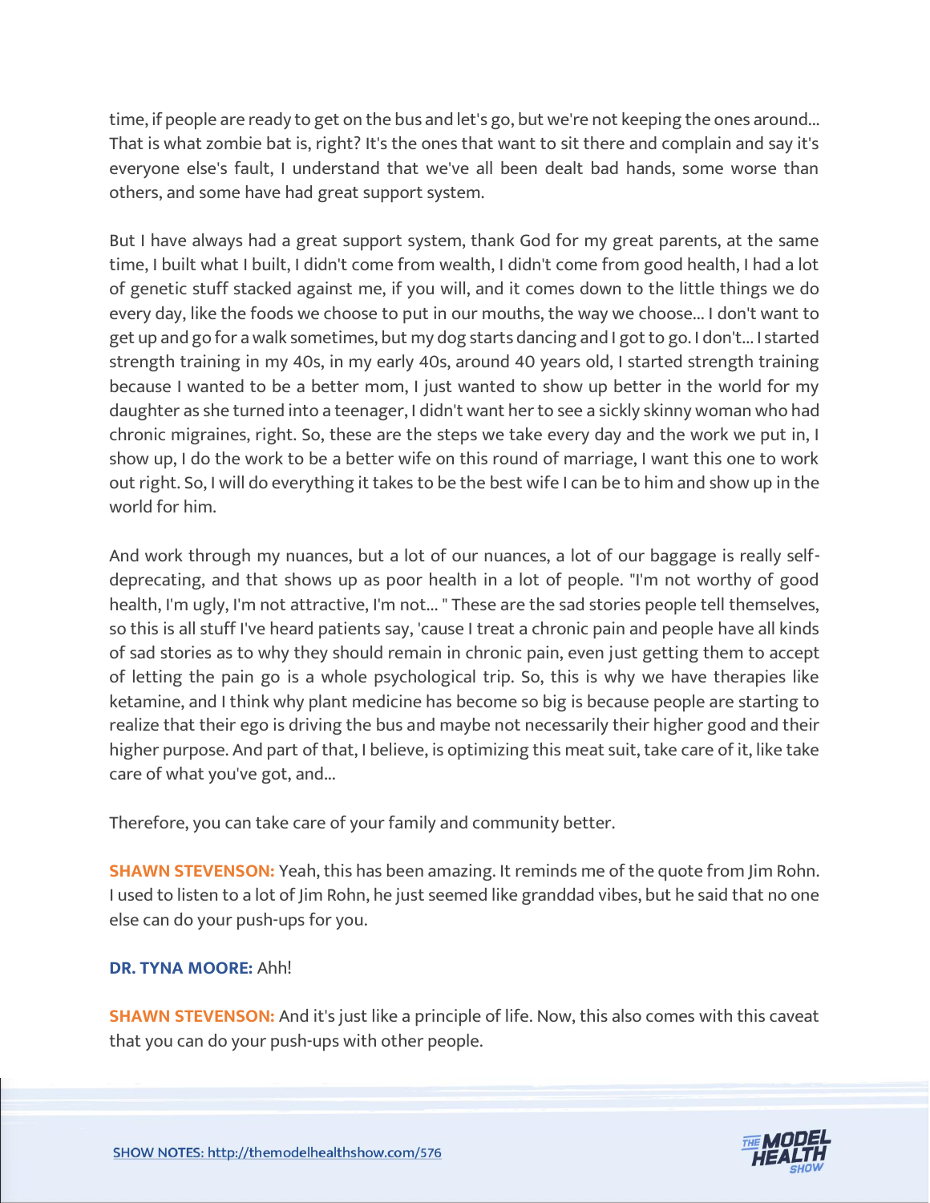time, if people are ready to get on the bus and let's go, but we're not keeping the ones around... That is what zombie bat is, right? It's the ones that want to sit there and complain and say it's everyone else's fault, I understand that we've all been dealt bad hands, some worse than others, and some have had great support system.

But I have always had a great support system, thank God for my great parents, at the same time, I built what I built, I didn't come from wealth, I didn't come from good health, I had a lot of genetic stuff stacked against me, if you will, and it comes down to the little things we do every day, like the foods we choose to put in our mouths, the way we choose... I don't want to get up and go for a walk sometimes, but my dog starts dancing and I got to go. I don't... I started strength training in my 40s, in my early 40s, around 40 years old, I started strength training because I wanted to be a better mom, I just wanted to show up better in the world for my daughter as she turned into a teenager, I didn't want her to see a sickly skinny woman who had chronic migraines, right. So, these are the steps we take every day and the work we put in, I show up, I do the work to be a better wife on this round of marriage, I want this one to work out right. So, I will do everything it takes to be the best wife I can be to him and show up in the world for him.

And work through my nuances, but a lot of our nuances, a lot of our baggage is really self-deprecating, and that shows up as poor health in a lot of people. "I'm not worthy of good health, I'm ugly, I'm not attractive, I'm not... " These are the sad stories people tell themselves, so this is all stuff I've heard patients say, 'cause I treat a chronic pain and people have all kinds of sad stories as to why they should remain in chronic pain, even just getting them to accept of letting the pain go is a whole psychological trip. So, this is why we have therapies like ketamine, and I think why plant medicine has become so big is because people are starting to realize that their ego is driving the bus and maybe not necessarily their higher good and their higher purpose. And part of that, I believe, is optimizing this meat suit, take care of it, like take care of what you've got, and...

Therefore, you can take care of your family and community better.

**SHAWN STEVENSON:** Yeah, this has been amazing. It reminds me of the quote from Jim Rohn. I used to listen to a lot of Jim Rohn, he just seemed like granddad vibes, but he said that no one else can do your push-ups for you.

**DR. TYNA MOORE:** Ahh!

**SHAWN STEVENSON:** And it's just like a principle of life. Now, this also comes with this caveat that you can do your push-ups with other people.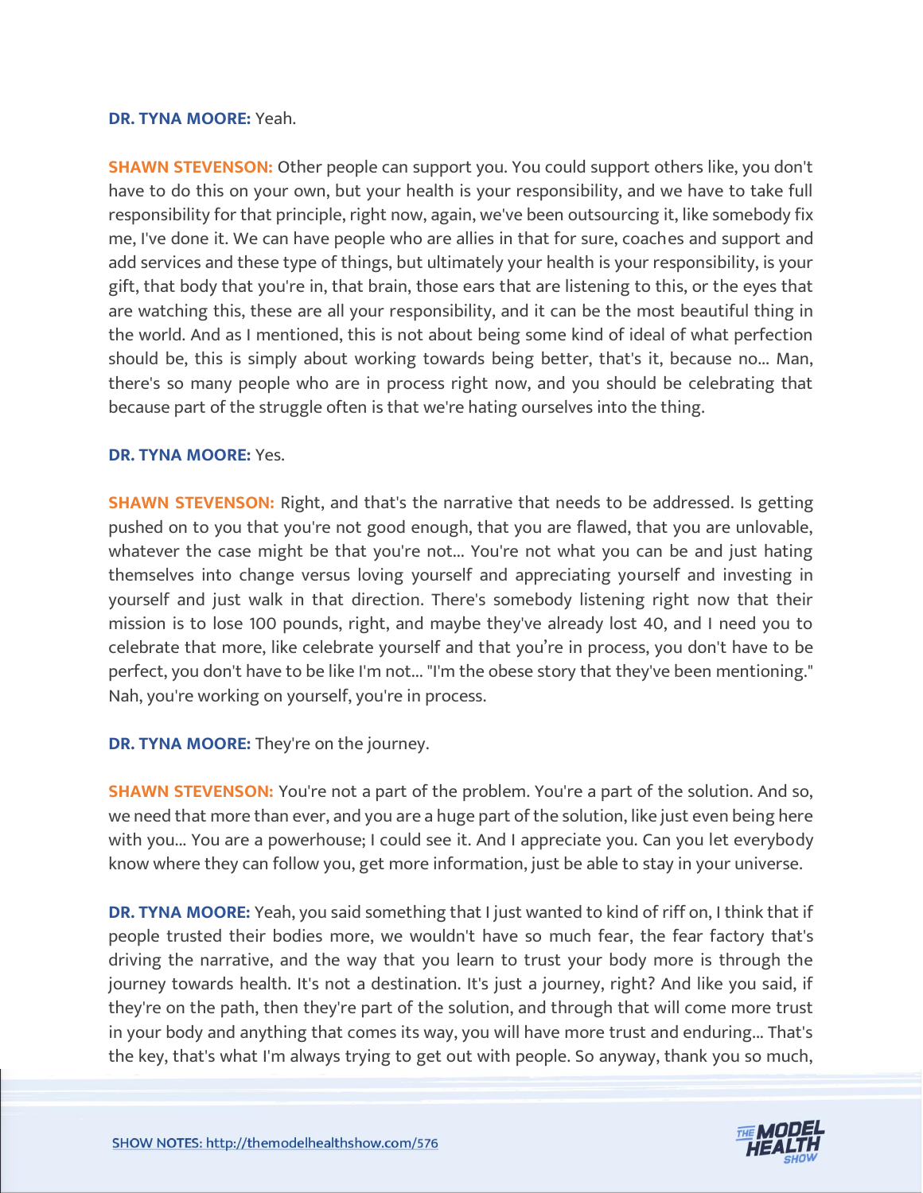**DR. TYNA MOORE:** Yeah.

**SHAWN STEVENSON:** Other people can support you. You could support others like, you don't have to do this on your own, but your health is your responsibility, and we have to take full responsibility for that principle, right now, again, we've been outsourcing it, like somebody fix me, I've done it. We can have people who are allies in that for sure, coaches and support and add services and these type of things, but ultimately your health is your responsibility, is your gift, that body that you're in, that brain, those ears that are listening to this, or the eyes that are watching this, these are all your responsibility, and it can be the most beautiful thing in the world. And as I mentioned, this is not about being some kind of ideal of what perfection should be, this is simply about working towards being better, that's it, because no... Man, there's so many people who are in process right now, and you should be celebrating that because part of the struggle often is that we're hating ourselves into the thing.

**DR. TYNA MOORE:** Yes.

**SHAWN STEVENSON:** Right, and that's the narrative that needs to be addressed. Is getting pushed on to you that you're not good enough, that you are flawed, that you are unlovable, whatever the case might be that you're not... You're not what you can be and just hating themselves into change versus loving yourself and appreciating yourself and investing in yourself and just walk in that direction. There's somebody listening right now that their mission is to lose 100 pounds, right, and maybe they've already lost 40, and I need you to celebrate that more, like celebrate yourself and that you're in process, you don't have to be perfect, you don't have to be like I'm not... "I'm the obese story that they've been mentioning." Nah, you're working on yourself, you're in process.

**DR. TYNA MOORE:** They're on the journey.

**SHAWN STEVENSON:** You're not a part of the problem. You're a part of the solution. And so, we need that more than ever, and you are a huge part of the solution, like just even being here with you... You are a powerhouse; I could see it. And I appreciate you. Can you let everybody know where they can follow you, get more information, just be able to stay in your universe.

**DR. TYNA MOORE:** Yeah, you said something that I just wanted to kind of riff on, I think that if people trusted their bodies more, we wouldn't have so much fear, the fear factory that's driving the narrative, and the way that you learn to trust your body more is through the journey towards health. It's not a destination. It's just a journey, right? And like you said, if they're on the path, then they're part of the solution, and through that will come more trust in your body and anything that comes its way, you will have more trust and enduring... That's the key, that's what I'm always trying to get out with people. So anyway, thank you so much,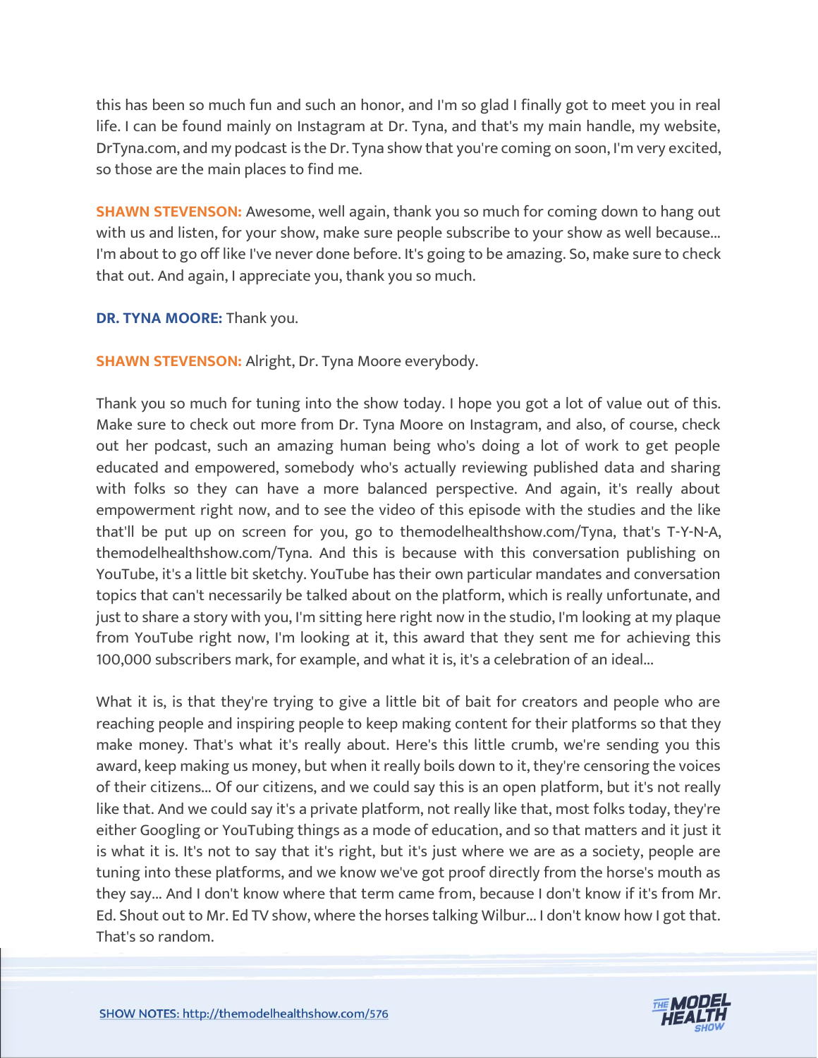this has been so much fun and such an honor, and I'm so glad I finally got to meet you in real life. I can be found mainly on Instagram at Dr. Tyna, and that's my main handle, my website, DrTyna.com, and my podcast is the Dr. Tyna show that you're coming on soon, I'm very excited, so those are the main places to find me.

**SHAWN STEVENSON:** Awesome, well again, thank you so much for coming down to hang out with us and listen, for your show, make sure people subscribe to your show as well because... I'm about to go off like I've never done before. It's going to be amazing. So, make sure to check that out. And again, I appreciate you, thank you so much.

**DR. TYNA MOORE:** Thank you.

**SHAWN STEVENSON:** Alright, Dr. Tyna Moore everybody.

Thank you so much for tuning into the show today. I hope you got a lot of value out of this. Make sure to check out more from Dr. Tyna Moore on Instagram, and also, of course, check out her podcast, such an amazing human being who's doing a lot of work to get people educated and empowered, somebody who's actually reviewing published data and sharing with folks so they can have a more balanced perspective. And again, it's really about empowerment right now, and to see the video of this episode with the studies and the like that'll be put up on screen for you, go to themodelhealthshow.com/Tyna, that's T-Y-N-A, themodelhealthshow.com/Tyna. And this is because with this conversation publishing on YouTube, it's a little bit sketchy. YouTube has their own particular mandates and conversation topics that can't necessarily be talked about on the platform, which is really unfortunate, and just to share a story with you, I'm sitting here right now in the studio, I'm looking at my plaque from YouTube right now, I'm looking at it, this award that they sent me for achieving this 100,000 subscribers mark, for example, and what it is, it's a celebration of an ideal...

What it is, is that they're trying to give a little bit of bait for creators and people who are reaching people and inspiring people to keep making content for their platforms so that they make money. That's what it's really about. Here's this little crumb, we're sending you this award, keep making us money, but when it really boils down to it, they're censoring the voices of their citizens... Of our citizens, and we could say this is an open platform, but it's not really like that. And we could say it's a private platform, not really like that, most folks today, they're either Googling or YouTubing things as a mode of education, and so that matters and it just it is what it is. It's not to say that it's right, but it's just where we are as a society, people are tuning into these platforms, and we know we've got proof directly from the horse's mouth as they say... And I don't know where that term came from, because I don't know if it's from Mr. Ed. Shout out to Mr. Ed TV show, where the horses talking Wilbur... I don't know how I got that. That's so random.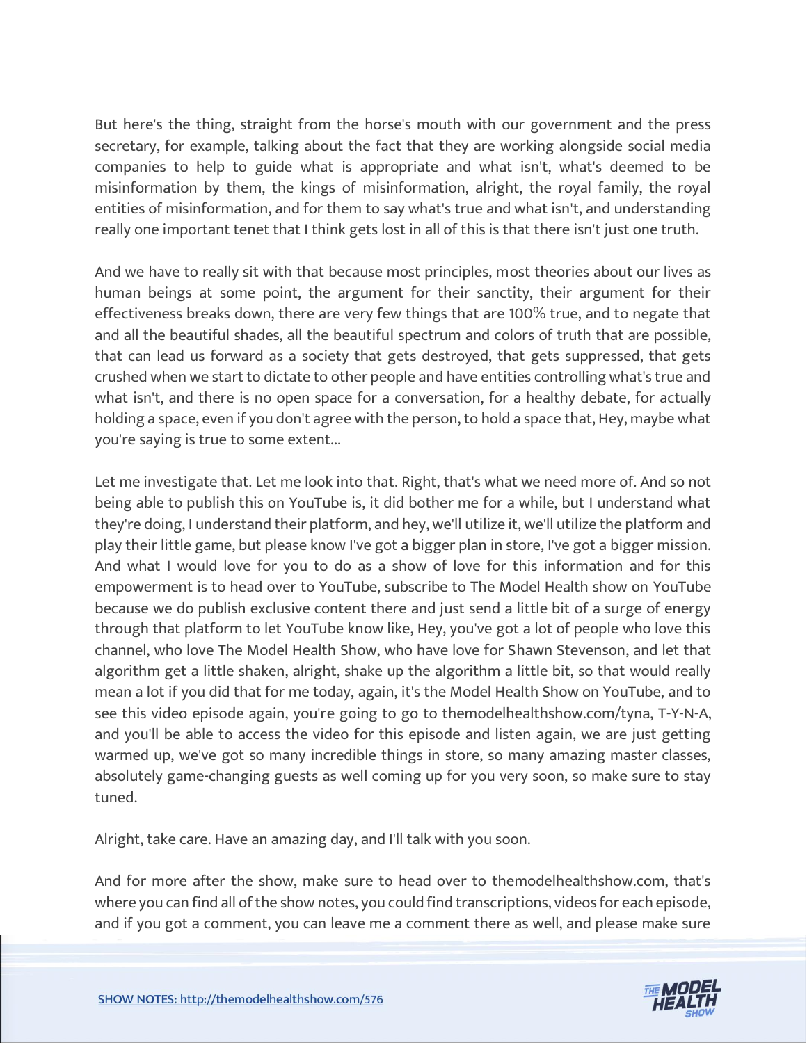But here's the thing, straight from the horse's mouth with our government and the press secretary, for example, talking about the fact that they are working alongside social media companies to help to guide what is appropriate and what isn't, what's deemed to be misinformation by them, the kings of misinformation, alright, the royal family, the royal entities of misinformation, and for them to say what's true and what isn't, and understanding really one important tenet that I think gets lost in all of this is that there isn't just one truth.

And we have to really sit with that because most principles, most theories about our lives as human beings at some point, the argument for their sanctity, their argument for their effectiveness breaks down, there are very few things that are 100% true, and to negate that and all the beautiful shades, all the beautiful spectrum and colors of truth that are possible, that can lead us forward as a society that gets destroyed, that gets suppressed, that gets crushed when we start to dictate to other people and have entities controlling what's true and what isn't, and there is no open space for a conversation, for a healthy debate, for actually holding a space, even if you don't agree with the person, to hold a space that, Hey, maybe what you're saying is true to some extent...

Let me investigate that. Let me look into that. Right, that's what we need more of. And so not being able to publish this on YouTube is, it did bother me for a while, but I understand what they're doing, I understand their platform, and hey, we'll utilize it, we'll utilize the platform and play their little game, but please know I've got a bigger plan in store, I've got a bigger mission. And what I would love for you to do as a show of love for this information and for this empowerment is to head over to YouTube, subscribe to The Model Health show on YouTube because we do publish exclusive content there and just send a little bit of a surge of energy through that platform to let YouTube know like, Hey, you've got a lot of people who love this channel, who love The Model Health Show, who have love for Shawn Stevenson, and let that algorithm get a little shaken, alright, shake up the algorithm a little bit, so that would really mean a lot if you did that for me today, again, it's the Model Health Show on YouTube, and to see this video episode again, you're going to go to themodelhealthshow.com/tyna, T-Y-N-A, and you'll be able to access the video for this episode and listen again, we are just getting warmed up, we've got so many incredible things in store, so many amazing master classes, absolutely game-changing guests as well coming up for you very soon, so make sure to stay tuned.

Alright, take care. Have an amazing day, and I'll talk with you soon.

And for more after the show, make sure to head over to themodelhealthshow.com, that's where you can find all of the show notes, you could find transcriptions, videos for each episode, and if you got a comment, you can leave me a comment there as well, and please make sure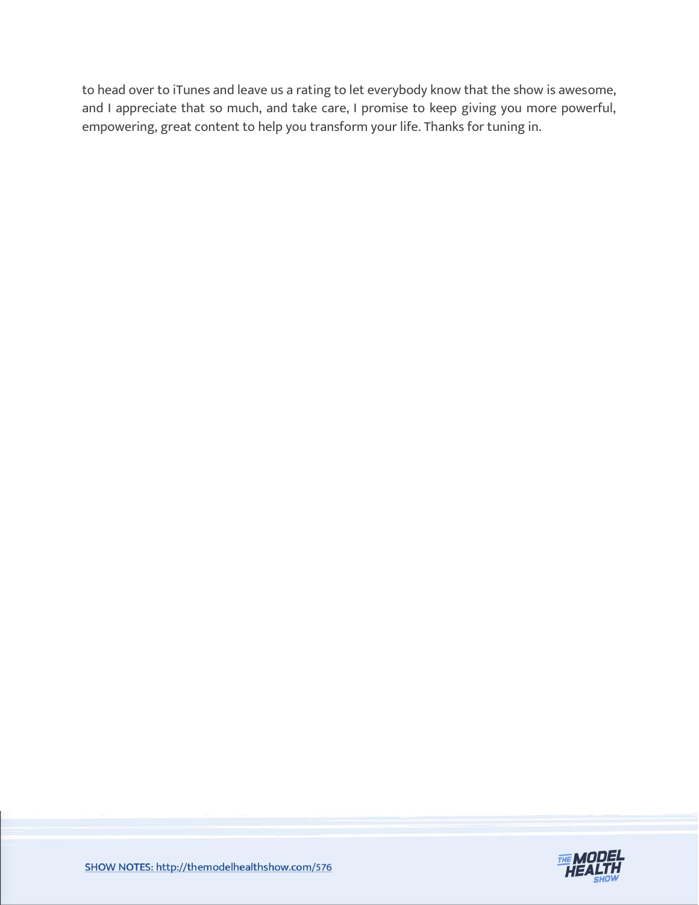to head over to iTunes and leave us a rating to let everybody know that the show is awesome, and I appreciate that so much, and take care, I promise to keep giving you more powerful, empowering, great content to help you transform your life. Thanks for tuning in.